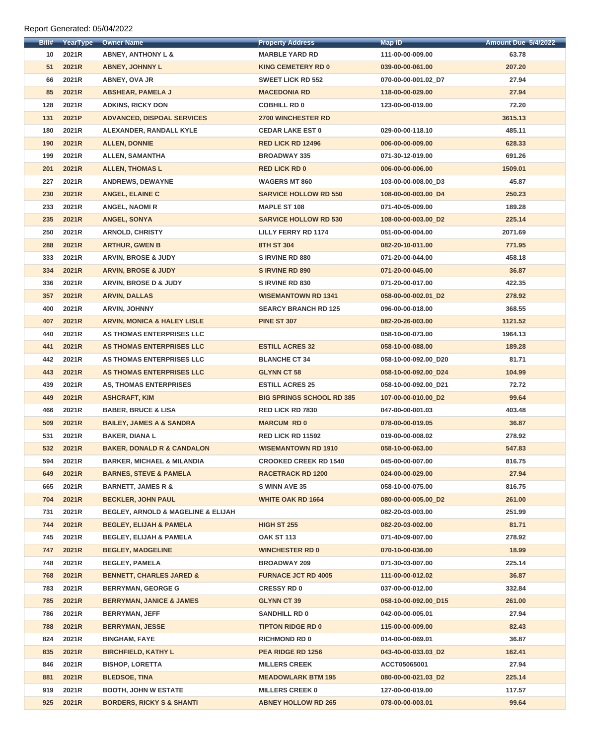Report Generated: 05/04/2022

| Bill# | YearType | Owner Name | Property Address | Map ID | Amount Due 5/4/2022 |
|---|---|---|---|---|---|
| 10 | 2021R | ABNEY, ANTHONY L & | MARBLE YARD RD | 111-00-00-009.00 | 63.78 |
| 51 | 2021R | ABNEY, JOHNNY L | KING CEMETERY RD 0 | 039-00-00-061.00 | 207.20 |
| 66 | 2021R | ABNEY, OVA JR | SWEET LICK RD 552 | 070-00-00-001.02_D7 | 27.94 |
| 85 | 2021R | ABSHEAR, PAMELA J | MACEDONIA RD | 118-00-00-029.00 | 27.94 |
| 128 | 2021R | ADKINS, RICKY DON | COBHILL RD 0 | 123-00-00-019.00 | 72.20 |
| 131 | 2021P | ADVANCED, DISPOAL SERVICES | 2700 WINCHESTER RD | | 3615.13 |
| 180 | 2021R | ALEXANDER, RANDALL KYLE | CEDAR LAKE EST 0 | 029-00-00-118.10 | 485.11 |
| 190 | 2021R | ALLEN, DONNIE | RED LICK RD 12496 | 006-00-00-009.00 | 628.33 |
| 199 | 2021R | ALLEN, SAMANTHA | BROADWAY 335 | 071-30-12-019.00 | 691.26 |
| 201 | 2021R | ALLEN, THOMAS L | RED LICK RD 0 | 006-00-00-006.00 | 1509.01 |
| 227 | 2021R | ANDREWS, DEWAYNE | WAGERS MT 860 | 103-00-00-008.00_D3 | 45.87 |
| 230 | 2021R | ANGEL, ELAINE C | SARVICE HOLLOW RD 550 | 108-00-00-003.00_D4 | 250.23 |
| 233 | 2021R | ANGEL, NAOMI R | MAPLE ST 108 | 071-40-05-009.00 | 189.28 |
| 235 | 2021R | ANGEL, SONYA | SARVICE HOLLOW RD 530 | 108-00-00-003.00_D2 | 225.14 |
| 250 | 2021R | ARNOLD, CHRISTY | LILLY FERRY RD 1174 | 051-00-00-004.00 | 2071.69 |
| 288 | 2021R | ARTHUR, GWEN B | 8TH ST 304 | 082-20-10-011.00 | 771.95 |
| 333 | 2021R | ARVIN, BROSE & JUDY | S IRVINE RD 880 | 071-20-00-044.00 | 458.18 |
| 334 | 2021R | ARVIN, BROSE & JUDY | S IRVINE RD 890 | 071-20-00-045.00 | 36.87 |
| 336 | 2021R | ARVIN, BROSE D & JUDY | S IRVINE RD 830 | 071-20-00-017.00 | 422.35 |
| 357 | 2021R | ARVIN, DALLAS | WISEMANTOWN RD 1341 | 058-00-00-002.01_D2 | 278.92 |
| 400 | 2021R | ARVIN, JOHNNY | SEARCY BRANCH RD 125 | 096-00-00-018.00 | 368.55 |
| 407 | 2021R | ARVIN, MONICA & HALEY LISLE | PINE ST 307 | 082-20-26-003.00 | 1121.52 |
| 440 | 2021R | AS THOMAS ENTERPRISES LLC | | 058-10-00-073.00 | 1964.13 |
| 441 | 2021R | AS THOMAS ENTERPRISES LLC | ESTILL ACRES 32 | 058-10-00-088.00 | 189.28 |
| 442 | 2021R | AS THOMAS ENTERPRISES LLC | BLANCHE CT 34 | 058-10-00-092.00_D20 | 81.71 |
| 443 | 2021R | AS THOMAS ENTERPRISES LLC | GLYNN CT 58 | 058-10-00-092.00_D24 | 104.99 |
| 439 | 2021R | AS, THOMAS ENTERPRISES | ESTILL ACRES 25 | 058-10-00-092.00_D21 | 72.72 |
| 449 | 2021R | ASHCRAFT, KIM | BIG SPRINGS SCHOOL RD 385 | 107-00-00-010.00_D2 | 99.64 |
| 466 | 2021R | BABER, BRUCE & LISA | RED LICK RD 7830 | 047-00-00-001.03 | 403.48 |
| 509 | 2021R | BAILEY, JAMES A & SANDRA | MARCUM RD 0 | 078-00-00-019.05 | 36.87 |
| 531 | 2021R | BAKER, DIANA L | RED LICK RD 11592 | 019-00-00-008.02 | 278.92 |
| 532 | 2021R | BAKER, DONALD R & CANDALON | WISEMANTOWN RD 1910 | 058-10-00-063.00 | 547.83 |
| 594 | 2021R | BARKER, MICHAEL & MILANDIA | CROOKED CREEK RD 1540 | 045-00-00-007.00 | 816.75 |
| 649 | 2021R | BARNES, STEVE & PAMELA | RACETRACK RD 1200 | 024-00-00-029.00 | 27.94 |
| 665 | 2021R | BARNETT, JAMES R & | S WINN AVE 35 | 058-10-00-075.00 | 816.75 |
| 704 | 2021R | BECKLER, JOHN PAUL | WHITE OAK RD 1664 | 080-00-00-005.00_D2 | 261.00 |
| 731 | 2021R | BEGLEY, ARNOLD & MAGELINE & ELIJAH | | 082-20-03-003.00 | 251.99 |
| 744 | 2021R | BEGLEY, ELIJAH & PAMELA | HIGH ST 255 | 082-20-03-002.00 | 81.71 |
| 745 | 2021R | BEGLEY, ELIJAH & PAMELA | OAK ST 113 | 071-40-09-007.00 | 278.92 |
| 747 | 2021R | BEGLEY, MADGELINE | WINCHESTER RD 0 | 070-10-00-036.00 | 18.99 |
| 748 | 2021R | BEGLEY, PAMELA | BROADWAY 209 | 071-30-03-007.00 | 225.14 |
| 768 | 2021R | BENNETT, CHARLES JARED & | FURNACE JCT RD 4005 | 111-00-00-012.02 | 36.87 |
| 783 | 2021R | BERRYMAN, GEORGE G | CRESSY RD 0 | 037-00-00-012.00 | 332.84 |
| 785 | 2021R | BERRYMAN, JANICE & JAMES | GLYNN CT 39 | 058-10-00-092.00_D15 | 261.00 |
| 786 | 2021R | BERRYMAN, JEFF | SANDHILL RD 0 | 042-00-00-005.01 | 27.94 |
| 788 | 2021R | BERRYMAN, JESSE | TIPTON RIDGE RD 0 | 115-00-00-009.00 | 82.43 |
| 824 | 2021R | BINGHAM, FAYE | RICHMOND RD 0 | 014-00-00-069.01 | 36.87 |
| 835 | 2021R | BIRCHFIELD, KATHY L | PEA RIDGE RD 1256 | 043-40-00-033.03_D2 | 162.41 |
| 846 | 2021R | BISHOP, LORETTA | MILLERS CREEK | ACCT05065001 | 27.94 |
| 881 | 2021R | BLEDSOE, TINA | MEADOWLARK BTM 195 | 080-00-00-021.03_D2 | 225.14 |
| 919 | 2021R | BOOTH, JOHN W ESTATE | MILLERS CREEK 0 | 127-00-00-019.00 | 117.57 |
| 925 | 2021R | BORDERS, RICKY S & SHANTI | ABNEY HOLLOW RD 265 | 078-00-00-003.01 | 99.64 |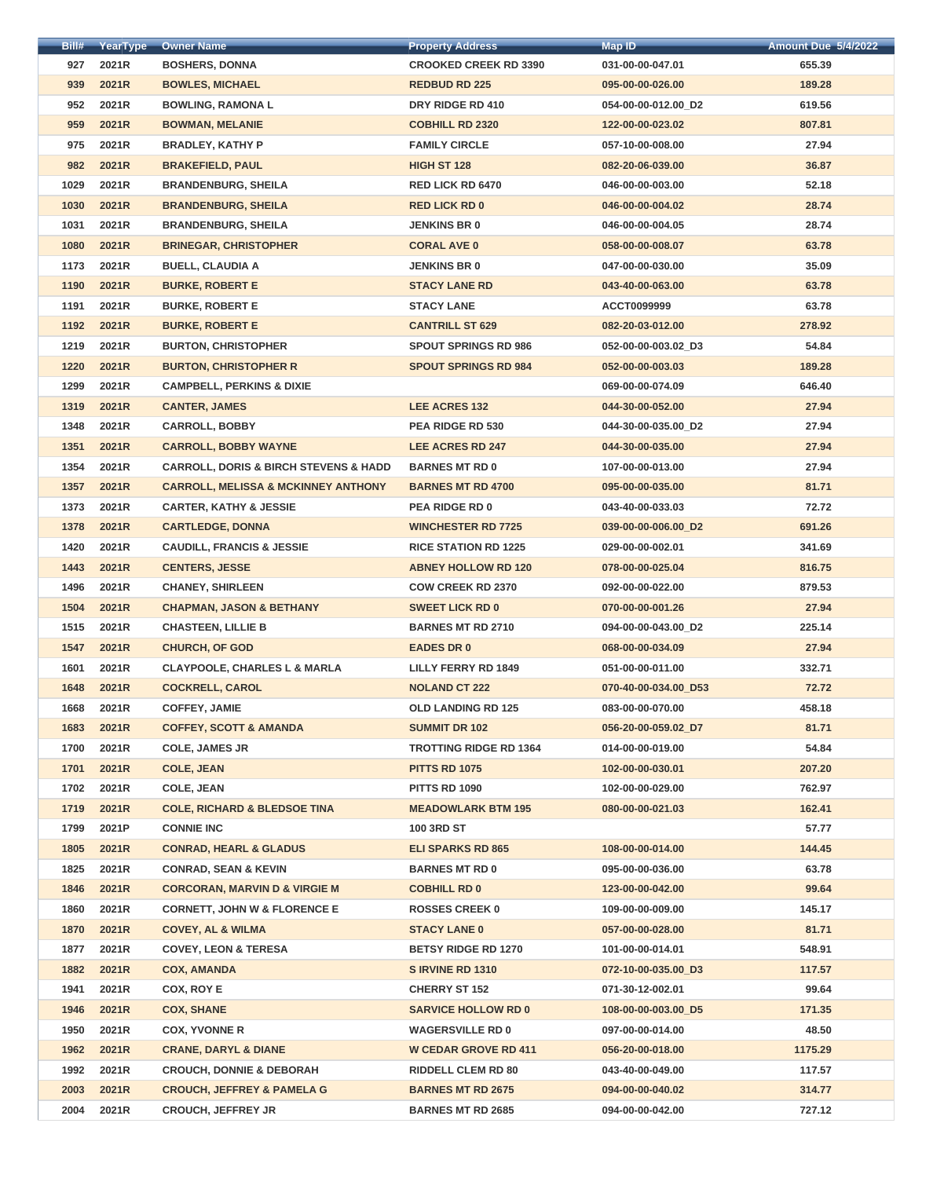| Bill# | YearType | Owner Name | Property Address | Map ID | Amount Due 5/4/2022 |
|---|---|---|---|---|---|
| 927 | 2021R | BOSHERS, DONNA | CROOKED CREEK RD 3390 | 031-00-00-047.01 | 655.39 |
| 939 | 2021R | BOWLES, MICHAEL | REDBUD RD 225 | 095-00-00-026.00 | 189.28 |
| 952 | 2021R | BOWLING, RAMONA L | DRY RIDGE RD 410 | 054-00-00-012.00_D2 | 619.56 |
| 959 | 2021R | BOWMAN, MELANIE | COBHILL RD 2320 | 122-00-00-023.02 | 807.81 |
| 975 | 2021R | BRADLEY, KATHY P | FAMILY CIRCLE | 057-10-00-008.00 | 27.94 |
| 982 | 2021R | BRAKEFIELD, PAUL | HIGH ST 128 | 082-20-06-039.00 | 36.87 |
| 1029 | 2021R | BRANDENBURG, SHEILA | RED LICK RD 6470 | 046-00-00-003.00 | 52.18 |
| 1030 | 2021R | BRANDENBURG, SHEILA | RED LICK RD 0 | 046-00-00-004.02 | 28.74 |
| 1031 | 2021R | BRANDENBURG, SHEILA | JENKINS BR 0 | 046-00-00-004.05 | 28.74 |
| 1080 | 2021R | BRINEGAR, CHRISTOPHER | CORAL AVE 0 | 058-00-00-008.07 | 63.78 |
| 1173 | 2021R | BUELL, CLAUDIA A | JENKINS BR 0 | 047-00-00-030.00 | 35.09 |
| 1190 | 2021R | BURKE, ROBERT E | STACY LANE RD | 043-40-00-063.00 | 63.78 |
| 1191 | 2021R | BURKE, ROBERT E | STACY LANE | ACCT0099999 | 63.78 |
| 1192 | 2021R | BURKE, ROBERT E | CANTRILL ST 629 | 082-20-03-012.00 | 278.92 |
| 1219 | 2021R | BURTON, CHRISTOPHER | SPOUT SPRINGS RD 986 | 052-00-00-003.02_D3 | 54.84 |
| 1220 | 2021R | BURTON, CHRISTOPHER R | SPOUT SPRINGS RD 984 | 052-00-00-003.03 | 189.28 |
| 1299 | 2021R | CAMPBELL, PERKINS & DIXIE | | 069-00-00-074.09 | 646.40 |
| 1319 | 2021R | CANTER, JAMES | LEE ACRES 132 | 044-30-00-052.00 | 27.94 |
| 1348 | 2021R | CARROLL, BOBBY | PEA RIDGE RD 530 | 044-30-00-035.00_D2 | 27.94 |
| 1351 | 2021R | CARROLL, BOBBY WAYNE | LEE ACRES RD 247 | 044-30-00-035.00 | 27.94 |
| 1354 | 2021R | CARROLL, DORIS & BIRCH STEVENS & HADD | BARNES MT RD 0 | 107-00-00-013.00 | 27.94 |
| 1357 | 2021R | CARROLL, MELISSA & MCKINNEY ANTHONY | BARNES MT RD 4700 | 095-00-00-035.00 | 81.71 |
| 1373 | 2021R | CARTER, KATHY & JESSIE | PEA RIDGE RD 0 | 043-40-00-033.03 | 72.72 |
| 1378 | 2021R | CARTLEDGE, DONNA | WINCHESTER RD 7725 | 039-00-00-006.00_D2 | 691.26 |
| 1420 | 2021R | CAUDILL, FRANCIS & JESSIE | RICE STATION RD 1225 | 029-00-00-002.01 | 341.69 |
| 1443 | 2021R | CENTERS, JESSE | ABNEY HOLLOW RD 120 | 078-00-00-025.04 | 816.75 |
| 1496 | 2021R | CHANEY, SHIRLEEN | COW CREEK RD 2370 | 092-00-00-022.00 | 879.53 |
| 1504 | 2021R | CHAPMAN, JASON & BETHANY | SWEET LICK RD 0 | 070-00-00-001.26 | 27.94 |
| 1515 | 2021R | CHASTEEN, LILLIE B | BARNES MT RD 2710 | 094-00-00-043.00_D2 | 225.14 |
| 1547 | 2021R | CHURCH, OF GOD | EADES DR 0 | 068-00-00-034.09 | 27.94 |
| 1601 | 2021R | CLAYPOOLE, CHARLES L & MARLA | LILLY FERRY RD 1849 | 051-00-00-011.00 | 332.71 |
| 1648 | 2021R | COCKRELL, CAROL | NOLAND CT 222 | 070-40-00-034.00_D53 | 72.72 |
| 1668 | 2021R | COFFEY, JAMIE | OLD LANDING RD 125 | 083-00-00-070.00 | 458.18 |
| 1683 | 2021R | COFFEY, SCOTT & AMANDA | SUMMIT DR 102 | 056-20-00-059.02_D7 | 81.71 |
| 1700 | 2021R | COLE, JAMES JR | TROTTING RIDGE RD 1364 | 014-00-00-019.00 | 54.84 |
| 1701 | 2021R | COLE, JEAN | PITTS RD 1075 | 102-00-00-030.01 | 207.20 |
| 1702 | 2021R | COLE, JEAN | PITTS RD 1090 | 102-00-00-029.00 | 762.97 |
| 1719 | 2021R | COLE, RICHARD & BLEDSOE TINA | MEADOWLARK BTM 195 | 080-00-00-021.03 | 162.41 |
| 1799 | 2021P | CONNIE INC | 100 3RD ST | | 57.77 |
| 1805 | 2021R | CONRAD, HEARL & GLADUS | ELI SPARKS RD 865 | 108-00-00-014.00 | 144.45 |
| 1825 | 2021R | CONRAD, SEAN & KEVIN | BARNES MT RD 0 | 095-00-00-036.00 | 63.78 |
| 1846 | 2021R | CORCORAN, MARVIN D & VIRGIE M | COBHILL RD 0 | 123-00-00-042.00 | 99.64 |
| 1860 | 2021R | CORNETT, JOHN W & FLORENCE E | ROSSES CREEK 0 | 109-00-00-009.00 | 145.17 |
| 1870 | 2021R | COVEY, AL & WILMA | STACY LANE 0 | 057-00-00-028.00 | 81.71 |
| 1877 | 2021R | COVEY, LEON & TERESA | BETSY RIDGE RD 1270 | 101-00-00-014.01 | 548.91 |
| 1882 | 2021R | COX, AMANDA | S IRVINE RD 1310 | 072-10-00-035.00_D3 | 117.57 |
| 1941 | 2021R | COX, ROY E | CHERRY ST 152 | 071-30-12-002.01 | 99.64 |
| 1946 | 2021R | COX, SHANE | SARVICE HOLLOW RD 0 | 108-00-00-003.00_D5 | 171.35 |
| 1950 | 2021R | COX, YVONNE R | WAGERSVILLE RD 0 | 097-00-00-014.00 | 48.50 |
| 1962 | 2021R | CRANE, DARYL & DIANE | W CEDAR GROVE RD 411 | 056-20-00-018.00 | 1175.29 |
| 1992 | 2021R | CROUCH, DONNIE & DEBORAH | RIDDELL CLEM RD 80 | 043-40-00-049.00 | 117.57 |
| 2003 | 2021R | CROUCH, JEFFREY & PAMELA G | BARNES MT RD 2675 | 094-00-00-040.02 | 314.77 |
| 2004 | 2021R | CROUCH, JEFFREY JR | BARNES MT RD 2685 | 094-00-00-042.00 | 727.12 |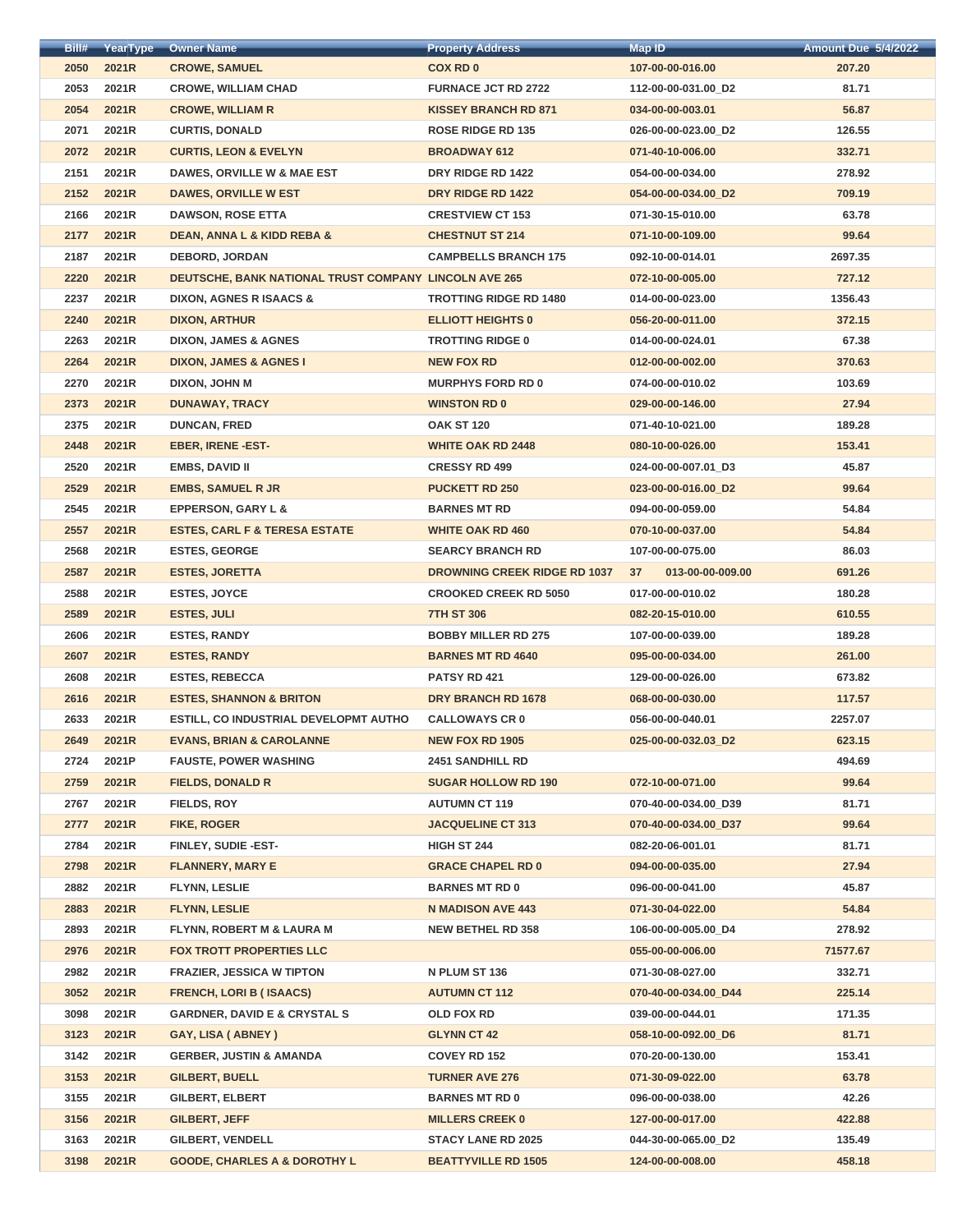| Bill# | YearType | Owner Name | Property Address | Map ID | Amount Due 5/4/2022 |
|---|---|---|---|---|---|
| 2050 | 2021R | CROWE, SAMUEL | COX RD 0 | 107-00-00-016.00 | 207.20 |
| 2053 | 2021R | CROWE, WILLIAM CHAD | FURNACE JCT RD 2722 | 112-00-00-031.00_D2 | 81.71 |
| 2054 | 2021R | CROWE, WILLIAM R | KISSEY BRANCH RD 871 | 034-00-00-003.01 | 56.87 |
| 2071 | 2021R | CURTIS, DONALD | ROSE RIDGE RD 135 | 026-00-00-023.00_D2 | 126.55 |
| 2072 | 2021R | CURTIS, LEON & EVELYN | BROADWAY 612 | 071-40-10-006.00 | 332.71 |
| 2151 | 2021R | DAWES, ORVILLE W & MAE EST | DRY RIDGE RD 1422 | 054-00-00-034.00 | 278.92 |
| 2152 | 2021R | DAWES, ORVILLE W EST | DRY RIDGE RD 1422 | 054-00-00-034.00_D2 | 709.19 |
| 2166 | 2021R | DAWSON, ROSE ETTA | CRESTVIEW CT 153 | 071-30-15-010.00 | 63.78 |
| 2177 | 2021R | DEAN, ANNA L & KIDD REBA & | CHESTNUT ST 214 | 071-10-00-109.00 | 99.64 |
| 2187 | 2021R | DEBORD, JORDAN | CAMPBELLS BRANCH 175 | 092-10-00-014.01 | 2697.35 |
| 2220 | 2021R | DEUTSCHE, BANK NATIONAL TRUST COMPANY | LINCOLN AVE 265 | 072-10-00-005.00 | 727.12 |
| 2237 | 2021R | DIXON, AGNES R ISAACS & | TROTTING RIDGE RD 1480 | 014-00-00-023.00 | 1356.43 |
| 2240 | 2021R | DIXON, ARTHUR | ELLIOTT HEIGHTS 0 | 056-20-00-011.00 | 372.15 |
| 2263 | 2021R | DIXON, JAMES & AGNES | TROTTING RIDGE 0 | 014-00-00-024.01 | 67.38 |
| 2264 | 2021R | DIXON, JAMES & AGNES I | NEW FOX RD | 012-00-00-002.00 | 370.63 |
| 2270 | 2021R | DIXON, JOHN M | MURPHYS FORD RD 0 | 074-00-00-010.02 | 103.69 |
| 2373 | 2021R | DUNAWAY, TRACY | WINSTON RD 0 | 029-00-00-146.00 | 27.94 |
| 2375 | 2021R | DUNCAN, FRED | OAK ST 120 | 071-40-10-021.00 | 189.28 |
| 2448 | 2021R | EBER, IRENE -EST- | WHITE OAK RD 2448 | 080-10-00-026.00 | 153.41 |
| 2520 | 2021R | EMBS, DAVID II | CRESSY RD 499 | 024-00-00-007.01_D3 | 45.87 |
| 2529 | 2021R | EMBS, SAMUEL R JR | PUCKETT RD 250 | 023-00-00-016.00_D2 | 99.64 |
| 2545 | 2021R | EPPERSON, GARY L & | BARNES MT RD | 094-00-00-059.00 | 54.84 |
| 2557 | 2021R | ESTES, CARL F & TERESA ESTATE | WHITE OAK RD 460 | 070-10-00-037.00 | 54.84 |
| 2568 | 2021R | ESTES, GEORGE | SEARCY BRANCH RD | 107-00-00-075.00 | 86.03 |
| 2587 | 2021R | ESTES, JORETTA | DROWNING CREEK RIDGE RD 1037 | 37 013-00-00-009.00 | 691.26 |
| 2588 | 2021R | ESTES, JOYCE | CROOKED CREEK RD 5050 | 017-00-00-010.02 | 180.28 |
| 2589 | 2021R | ESTES, JULI | 7TH ST 306 | 082-20-15-010.00 | 610.55 |
| 2606 | 2021R | ESTES, RANDY | BOBBY MILLER RD 275 | 107-00-00-039.00 | 189.28 |
| 2607 | 2021R | ESTES, RANDY | BARNES MT RD 4640 | 095-00-00-034.00 | 261.00 |
| 2608 | 2021R | ESTES, REBECCA | PATSY RD 421 | 129-00-00-026.00 | 673.82 |
| 2616 | 2021R | ESTES, SHANNON & BRITON | DRY BRANCH RD 1678 | 068-00-00-030.00 | 117.57 |
| 2633 | 2021R | ESTILL, CO INDUSTRIAL DEVELOPMT AUTHO | CALLOWAYS CR 0 | 056-00-00-040.01 | 2257.07 |
| 2649 | 2021R | EVANS, BRIAN & CAROLANNE | NEW FOX RD 1905 | 025-00-00-032.03_D2 | 623.15 |
| 2724 | 2021P | FAUSTE, POWER WASHING | 2451 SANDHILL RD | | 494.69 |
| 2759 | 2021R | FIELDS, DONALD R | SUGAR HOLLOW RD 190 | 072-10-00-071.00 | 99.64 |
| 2767 | 2021R | FIELDS, ROY | AUTUMN CT 119 | 070-40-00-034.00_D39 | 81.71 |
| 2777 | 2021R | FIKE, ROGER | JACQUELINE CT 313 | 070-40-00-034.00_D37 | 99.64 |
| 2784 | 2021R | FINLEY, SUDIE -EST- | HIGH ST 244 | 082-20-06-001.01 | 81.71 |
| 2798 | 2021R | FLANNERY, MARY E | GRACE CHAPEL RD 0 | 094-00-00-035.00 | 27.94 |
| 2882 | 2021R | FLYNN, LESLIE | BARNES MT RD 0 | 096-00-00-041.00 | 45.87 |
| 2883 | 2021R | FLYNN, LESLIE | N MADISON AVE 443 | 071-30-04-022.00 | 54.84 |
| 2893 | 2021R | FLYNN, ROBERT M & LAURA M | NEW BETHEL RD 358 | 106-00-00-005.00_D4 | 278.92 |
| 2976 | 2021R | FOX TROTT PROPERTIES LLC | | 055-00-00-006.00 | 71577.67 |
| 2982 | 2021R | FRAZIER, JESSICA W TIPTON | N PLUM ST 136 | 071-30-08-027.00 | 332.71 |
| 3052 | 2021R | FRENCH, LORI B ( ISAACS) | AUTUMN CT 112 | 070-40-00-034.00_D44 | 225.14 |
| 3098 | 2021R | GARDNER, DAVID E & CRYSTAL S | OLD FOX RD | 039-00-00-044.01 | 171.35 |
| 3123 | 2021R | GAY, LISA ( ABNEY ) | GLYNN CT 42 | 058-10-00-092.00_D6 | 81.71 |
| 3142 | 2021R | GERBER, JUSTIN & AMANDA | COVEY RD 152 | 070-20-00-130.00 | 153.41 |
| 3153 | 2021R | GILBERT, BUELL | TURNER AVE 276 | 071-30-09-022.00 | 63.78 |
| 3155 | 2021R | GILBERT, ELBERT | BARNES MT RD 0 | 096-00-00-038.00 | 42.26 |
| 3156 | 2021R | GILBERT, JEFF | MILLERS CREEK 0 | 127-00-00-017.00 | 422.88 |
| 3163 | 2021R | GILBERT, VENDELL | STACY LANE RD 2025 | 044-30-00-065.00_D2 | 135.49 |
| 3198 | 2021R | GOODE, CHARLES A & DOROTHY L | BEATTYVILLE RD 1505 | 124-00-00-008.00 | 458.18 |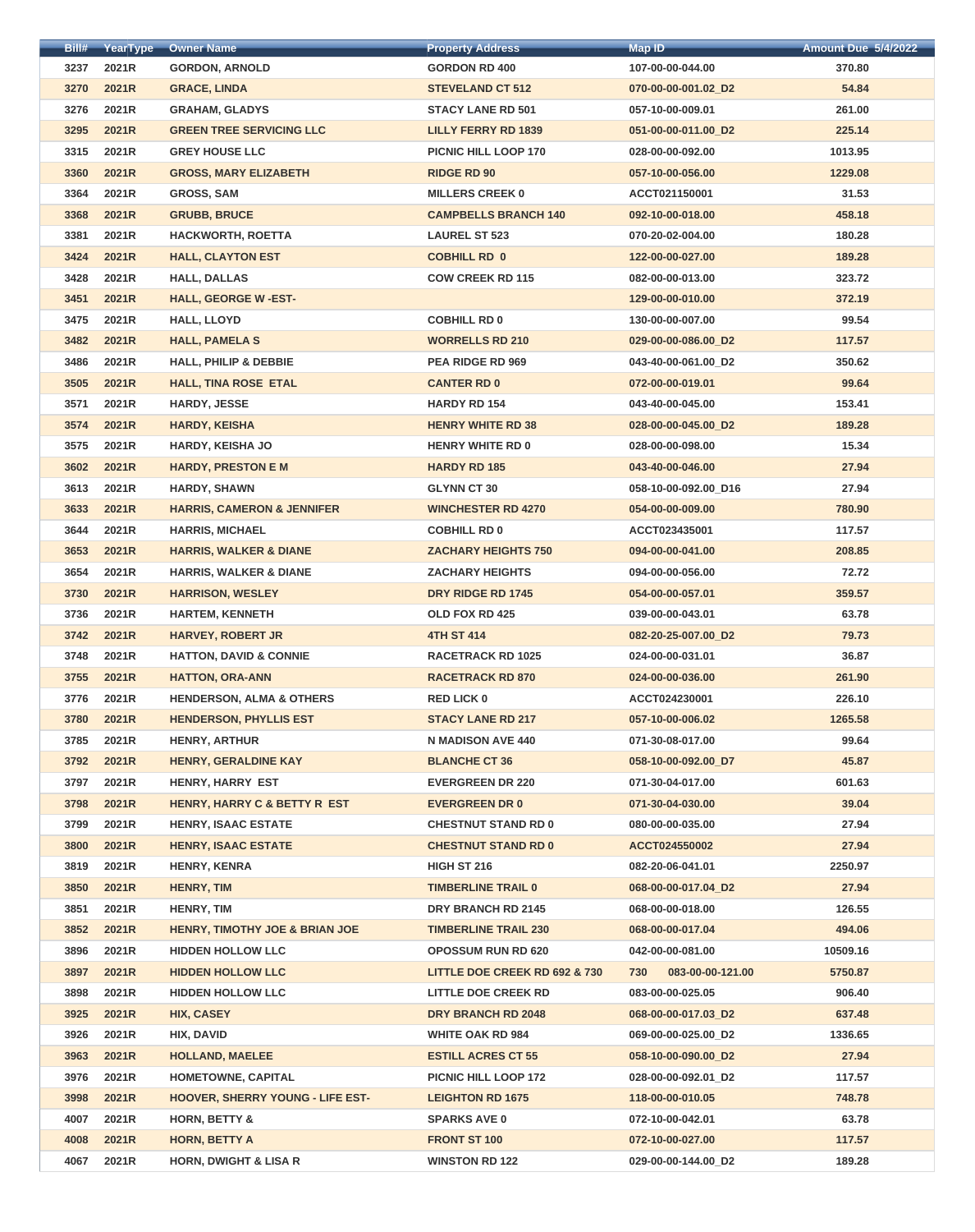| Bill# | YearType | Owner Name | Property Address | Map ID | Amount Due 5/4/2022 |
|---|---|---|---|---|---|
| 3237 | 2021R | GORDON, ARNOLD | GORDON RD 400 | 107-00-00-044.00 | 370.80 |
| 3270 | 2021R | GRACE, LINDA | STEVELAND CT 512 | 070-00-00-001.02_D2 | 54.84 |
| 3276 | 2021R | GRAHAM, GLADYS | STACY LANE RD 501 | 057-10-00-009.01 | 261.00 |
| 3295 | 2021R | GREEN TREE SERVICING LLC | LILLY FERRY RD 1839 | 051-00-00-011.00_D2 | 225.14 |
| 3315 | 2021R | GREY HOUSE LLC | PICNIC HILL LOOP 170 | 028-00-00-092.00 | 1013.95 |
| 3360 | 2021R | GROSS, MARY ELIZABETH | RIDGE RD 90 | 057-10-00-056.00 | 1229.08 |
| 3364 | 2021R | GROSS, SAM | MILLERS CREEK 0 | ACCT021150001 | 31.53 |
| 3368 | 2021R | GRUBB, BRUCE | CAMPBELLS BRANCH 140 | 092-10-00-018.00 | 458.18 |
| 3381 | 2021R | HACKWORTH, ROETTA | LAUREL ST 523 | 070-20-02-004.00 | 180.28 |
| 3424 | 2021R | HALL, CLAYTON EST | COBHILL RD 0 | 122-00-00-027.00 | 189.28 |
| 3428 | 2021R | HALL, DALLAS | COW CREEK RD 115 | 082-00-00-013.00 | 323.72 |
| 3451 | 2021R | HALL, GEORGE W -EST- | | 129-00-00-010.00 | 372.19 |
| 3475 | 2021R | HALL, LLOYD | COBHILL RD 0 | 130-00-00-007.00 | 99.54 |
| 3482 | 2021R | HALL, PAMELA S | WORRELLS RD 210 | 029-00-00-086.00_D2 | 117.57 |
| 3486 | 2021R | HALL, PHILIP & DEBBIE | PEA RIDGE RD 969 | 043-40-00-061.00_D2 | 350.62 |
| 3505 | 2021R | HALL, TINA ROSE ETAL | CANTER RD 0 | 072-00-00-019.01 | 99.64 |
| 3571 | 2021R | HARDY, JESSE | HARDY RD 154 | 043-40-00-045.00 | 153.41 |
| 3574 | 2021R | HARDY, KEISHA | HENRY WHITE RD 38 | 028-00-00-045.00_D2 | 189.28 |
| 3575 | 2021R | HARDY, KEISHA JO | HENRY WHITE RD 0 | 028-00-00-098.00 | 15.34 |
| 3602 | 2021R | HARDY, PRESTON E M | HARDY RD 185 | 043-40-00-046.00 | 27.94 |
| 3613 | 2021R | HARDY, SHAWN | GLYNN CT 30 | 058-10-00-092.00_D16 | 27.94 |
| 3633 | 2021R | HARRIS, CAMERON & JENNIFER | WINCHESTER RD 4270 | 054-00-00-009.00 | 780.90 |
| 3644 | 2021R | HARRIS, MICHAEL | COBHILL RD 0 | ACCT023435001 | 117.57 |
| 3653 | 2021R | HARRIS, WALKER & DIANE | ZACHARY HEIGHTS 750 | 094-00-00-041.00 | 208.85 |
| 3654 | 2021R | HARRIS, WALKER & DIANE | ZACHARY HEIGHTS | 094-00-00-056.00 | 72.72 |
| 3730 | 2021R | HARRISON, WESLEY | DRY RIDGE RD 1745 | 054-00-00-057.01 | 359.57 |
| 3736 | 2021R | HARTEM, KENNETH | OLD FOX RD 425 | 039-00-00-043.01 | 63.78 |
| 3742 | 2021R | HARVEY, ROBERT JR | 4TH ST 414 | 082-20-25-007.00_D2 | 79.73 |
| 3748 | 2021R | HATTON, DAVID & CONNIE | RACETRACK RD 1025 | 024-00-00-031.01 | 36.87 |
| 3755 | 2021R | HATTON, ORA-ANN | RACETRACK RD 870 | 024-00-00-036.00 | 261.90 |
| 3776 | 2021R | HENDERSON, ALMA & OTHERS | RED LICK 0 | ACCT024230001 | 226.10 |
| 3780 | 2021R | HENDERSON, PHYLLIS EST | STACY LANE RD 217 | 057-10-00-006.02 | 1265.58 |
| 3785 | 2021R | HENRY, ARTHUR | N MADISON AVE 440 | 071-30-08-017.00 | 99.64 |
| 3792 | 2021R | HENRY, GERALDINE KAY | BLANCHE CT 36 | 058-10-00-092.00_D7 | 45.87 |
| 3797 | 2021R | HENRY, HARRY EST | EVERGREEN DR 220 | 071-30-04-017.00 | 601.63 |
| 3798 | 2021R | HENRY, HARRY C & BETTY R EST | EVERGREEN DR 0 | 071-30-04-030.00 | 39.04 |
| 3799 | 2021R | HENRY, ISAAC ESTATE | CHESTNUT STAND RD 0 | 080-00-00-035.00 | 27.94 |
| 3800 | 2021R | HENRY, ISAAC ESTATE | CHESTNUT STAND RD 0 | ACCT024550002 | 27.94 |
| 3819 | 2021R | HENRY, KENRA | HIGH ST 216 | 082-20-06-041.01 | 2250.97 |
| 3850 | 2021R | HENRY, TIM | TIMBERLINE TRAIL 0 | 068-00-00-017.04_D2 | 27.94 |
| 3851 | 2021R | HENRY, TIM | DRY BRANCH RD 2145 | 068-00-00-018.00 | 126.55 |
| 3852 | 2021R | HENRY, TIMOTHY JOE & BRIAN JOE | TIMBERLINE TRAIL 230 | 068-00-00-017.04 | 494.06 |
| 3896 | 2021R | HIDDEN HOLLOW LLC | OPOSSUM RUN RD 620 | 042-00-00-081.00 | 10509.16 |
| 3897 | 2021R | HIDDEN HOLLOW LLC | LITTLE DOE CREEK RD 692 & 730 | 730 083-00-00-121.00 | 5750.87 |
| 3898 | 2021R | HIDDEN HOLLOW LLC | LITTLE DOE CREEK RD | 083-00-00-025.05 | 906.40 |
| 3925 | 2021R | HIX, CASEY | DRY BRANCH RD 2048 | 068-00-00-017.03_D2 | 637.48 |
| 3926 | 2021R | HIX, DAVID | WHITE OAK RD 984 | 069-00-00-025.00_D2 | 1336.65 |
| 3963 | 2021R | HOLLAND, MAELEE | ESTILL ACRES CT 55 | 058-10-00-090.00_D2 | 27.94 |
| 3976 | 2021R | HOMETOWNE, CAPITAL | PICNIC HILL LOOP 172 | 028-00-00-092.01_D2 | 117.57 |
| 3998 | 2021R | HOOVER, SHERRY YOUNG - LIFE EST- | LEIGHTON RD 1675 | 118-00-00-010.05 | 748.78 |
| 4007 | 2021R | HORN, BETTY & | SPARKS AVE 0 | 072-10-00-042.01 | 63.78 |
| 4008 | 2021R | HORN, BETTY A | FRONT ST 100 | 072-10-00-027.00 | 117.57 |
| 4067 | 2021R | HORN, DWIGHT & LISA R | WINSTON RD 122 | 029-00-00-144.00_D2 | 189.28 |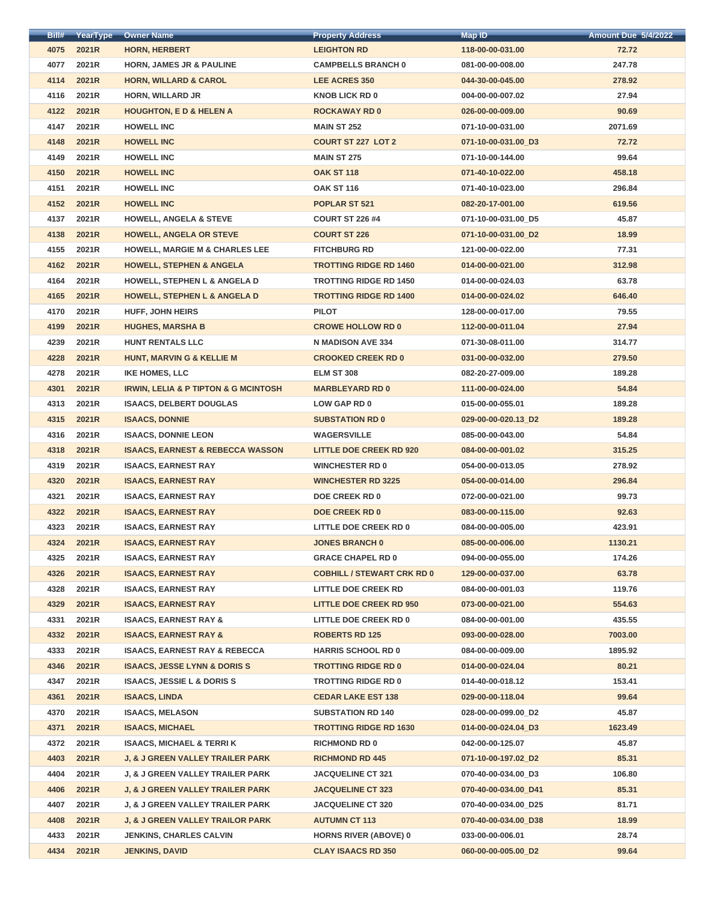| Bill# | YearType | Owner Name | Property Address | Map ID | Amount Due 5/4/2022 |
|---|---|---|---|---|---|
| 4075 | 2021R | HORN, HERBERT | LEIGHTON RD | 118-00-00-031.00 | 72.72 |
| 4077 | 2021R | HORN, JAMES JR & PAULINE | CAMPBELLS BRANCH 0 | 081-00-00-008.00 | 247.78 |
| 4114 | 2021R | HORN, WILLARD & CAROL | LEE ACRES 350 | 044-30-00-045.00 | 278.92 |
| 4116 | 2021R | HORN, WILLARD JR | KNOB LICK RD 0 | 004-00-00-007.02 | 27.94 |
| 4122 | 2021R | HOUGHTON, E D & HELEN A | ROCKAWAY RD 0 | 026-00-00-009.00 | 90.69 |
| 4147 | 2021R | HOWELL INC | MAIN ST 252 | 071-10-00-031.00 | 2071.69 |
| 4148 | 2021R | HOWELL INC | COURT ST 227 LOT 2 | 071-10-00-031.00_D3 | 72.72 |
| 4149 | 2021R | HOWELL INC | MAIN ST 275 | 071-10-00-144.00 | 99.64 |
| 4150 | 2021R | HOWELL INC | OAK ST 118 | 071-40-10-022.00 | 458.18 |
| 4151 | 2021R | HOWELL INC | OAK ST 116 | 071-40-10-023.00 | 296.84 |
| 4152 | 2021R | HOWELL INC | POPLAR ST 521 | 082-20-17-001.00 | 619.56 |
| 4137 | 2021R | HOWELL, ANGELA & STEVE | COURT ST 226 #4 | 071-10-00-031.00_D5 | 45.87 |
| 4138 | 2021R | HOWELL, ANGELA OR STEVE | COURT ST 226 | 071-10-00-031.00_D2 | 18.99 |
| 4155 | 2021R | HOWELL, MARGIE M & CHARLES LEE | FITCHBURG RD | 121-00-00-022.00 | 77.31 |
| 4162 | 2021R | HOWELL, STEPHEN & ANGELA | TROTTING RIDGE RD 1460 | 014-00-00-021.00 | 312.98 |
| 4164 | 2021R | HOWELL, STEPHEN L & ANGELA D | TROTTING RIDGE RD 1450 | 014-00-00-024.03 | 63.78 |
| 4165 | 2021R | HOWELL, STEPHEN L & ANGELA D | TROTTING RIDGE RD 1400 | 014-00-00-024.02 | 646.40 |
| 4170 | 2021R | HUFF, JOHN HEIRS | PILOT | 128-00-00-017.00 | 79.55 |
| 4199 | 2021R | HUGHES, MARSHA B | CROWE HOLLOW RD 0 | 112-00-00-011.04 | 27.94 |
| 4239 | 2021R | HUNT RENTALS LLC | N MADISON AVE 334 | 071-30-08-011.00 | 314.77 |
| 4228 | 2021R | HUNT, MARVIN G & KELLIE M | CROOKED CREEK RD 0 | 031-00-00-032.00 | 279.50 |
| 4278 | 2021R | IKE HOMES, LLC | ELM ST 308 | 082-20-27-009.00 | 189.28 |
| 4301 | 2021R | IRWIN, LELIA & P TIPTON & G MCINTOSH | MARBLEYARD RD 0 | 111-00-00-024.00 | 54.84 |
| 4313 | 2021R | ISAACS, DELBERT DOUGLAS | LOW GAP RD 0 | 015-00-00-055.01 | 189.28 |
| 4315 | 2021R | ISAACS, DONNIE | SUBSTATION RD 0 | 029-00-00-020.13_D2 | 189.28 |
| 4316 | 2021R | ISAACS, DONNIE LEON | WAGERSVILLE | 085-00-00-043.00 | 54.84 |
| 4318 | 2021R | ISAACS, EARNEST & REBECCA WASSON | LITTLE DOE CREEK RD 920 | 084-00-00-001.02 | 315.25 |
| 4319 | 2021R | ISAACS, EARNEST RAY | WINCHESTER RD 0 | 054-00-00-013.05 | 278.92 |
| 4320 | 2021R | ISAACS, EARNEST RAY | WINCHESTER RD 3225 | 054-00-00-014.00 | 296.84 |
| 4321 | 2021R | ISAACS, EARNEST RAY | DOE CREEK RD 0 | 072-00-00-021.00 | 99.73 |
| 4322 | 2021R | ISAACS, EARNEST RAY | DOE CREEK RD 0 | 083-00-00-115.00 | 92.63 |
| 4323 | 2021R | ISAACS, EARNEST RAY | LITTLE DOE CREEK RD 0 | 084-00-00-005.00 | 423.91 |
| 4324 | 2021R | ISAACS, EARNEST RAY | JONES BRANCH 0 | 085-00-00-006.00 | 1130.21 |
| 4325 | 2021R | ISAACS, EARNEST RAY | GRACE CHAPEL RD 0 | 094-00-00-055.00 | 174.26 |
| 4326 | 2021R | ISAACS, EARNEST RAY | COBHILL / STEWART CRK RD 0 | 129-00-00-037.00 | 63.78 |
| 4328 | 2021R | ISAACS, EARNEST RAY | LITTLE DOE CREEK RD | 084-00-00-001.03 | 119.76 |
| 4329 | 2021R | ISAACS, EARNEST RAY | LITTLE DOE CREEK RD 950 | 073-00-00-021.00 | 554.63 |
| 4331 | 2021R | ISAACS, EARNEST RAY & | LITTLE DOE CREEK RD 0 | 084-00-00-001.00 | 435.55 |
| 4332 | 2021R | ISAACS, EARNEST RAY & | ROBERTS RD 125 | 093-00-00-028.00 | 7003.00 |
| 4333 | 2021R | ISAACS, EARNEST RAY & REBECCA | HARRIS SCHOOL RD 0 | 084-00-00-009.00 | 1895.92 |
| 4346 | 2021R | ISAACS, JESSE LYNN & DORIS S | TROTTING RIDGE RD 0 | 014-00-00-024.04 | 80.21 |
| 4347 | 2021R | ISAACS, JESSIE L & DORIS S | TROTTING RIDGE RD 0 | 014-40-00-018.12 | 153.41 |
| 4361 | 2021R | ISAACS, LINDA | CEDAR LAKE EST 138 | 029-00-00-118.04 | 99.64 |
| 4370 | 2021R | ISAACS, MELASON | SUBSTATION RD 140 | 028-00-00-099.00_D2 | 45.87 |
| 4371 | 2021R | ISAACS, MICHAEL | TROTTING RIDGE RD 1630 | 014-00-00-024.04_D3 | 1623.49 |
| 4372 | 2021R | ISAACS, MICHAEL & TERRI K | RICHMOND RD 0 | 042-00-00-125.07 | 45.87 |
| 4403 | 2021R | J, & J GREEN VALLEY TRAILER PARK | RICHMOND RD 445 | 071-10-00-197.02_D2 | 85.31 |
| 4404 | 2021R | J, & J GREEN VALLEY TRAILER PARK | JACQUELINE CT 321 | 070-40-00-034.00_D3 | 106.80 |
| 4406 | 2021R | J, & J GREEN VALLEY TRAILER PARK | JACQUELINE CT 323 | 070-40-00-034.00_D41 | 85.31 |
| 4407 | 2021R | J, & J GREEN VALLEY TRAILER PARK | JACQUELINE CT 320 | 070-40-00-034.00_D25 | 81.71 |
| 4408 | 2021R | J, & J GREEN VALLEY TRAILOR PARK | AUTUMN CT 113 | 070-40-00-034.00_D38 | 18.99 |
| 4433 | 2021R | JENKINS, CHARLES CALVIN | HORNS RIVER (ABOVE) 0 | 033-00-00-006.01 | 28.74 |
| 4434 | 2021R | JENKINS, DAVID | CLAY ISAACS RD 350 | 060-00-00-005.00_D2 | 99.64 |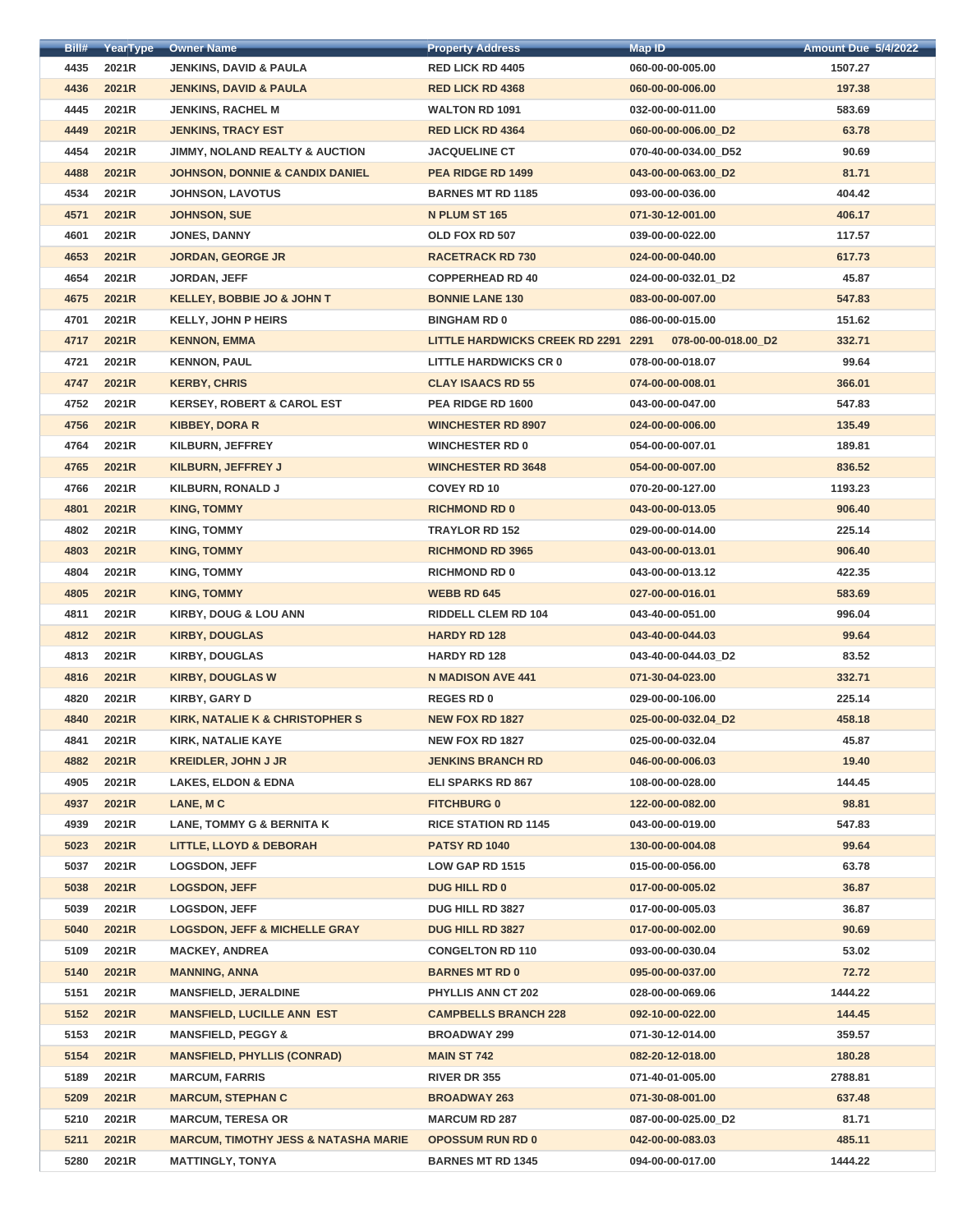| Bill# | YearType | Owner Name | Property Address | Map ID | Amount Due 5/4/2022 |
|---|---|---|---|---|---|
| 4435 | 2021R | JENKINS, DAVID & PAULA | RED LICK RD 4405 | 060-00-00-005.00 | 1507.27 |
| 4436 | 2021R | JENKINS, DAVID & PAULA | RED LICK RD 4368 | 060-00-00-006.00 | 197.38 |
| 4445 | 2021R | JENKINS, RACHEL M | WALTON RD 1091 | 032-00-00-011.00 | 583.69 |
| 4449 | 2021R | JENKINS, TRACY EST | RED LICK RD 4364 | 060-00-00-006.00_D2 | 63.78 |
| 4454 | 2021R | JIMMY, NOLAND REALTY & AUCTION | JACQUELINE CT | 070-40-00-034.00_D52 | 90.69 |
| 4488 | 2021R | JOHNSON, DONNIE & CANDIX DANIEL | PEA RIDGE RD 1499 | 043-00-00-063.00_D2 | 81.71 |
| 4534 | 2021R | JOHNSON, LAVOTUS | BARNES MT RD 1185 | 093-00-00-036.00 | 404.42 |
| 4571 | 2021R | JOHNSON, SUE | N PLUM ST 165 | 071-30-12-001.00 | 406.17 |
| 4601 | 2021R | JONES, DANNY | OLD FOX RD 507 | 039-00-00-022.00 | 117.57 |
| 4653 | 2021R | JORDAN, GEORGE JR | RACETRACK RD 730 | 024-00-00-040.00 | 617.73 |
| 4654 | 2021R | JORDAN, JEFF | COPPERHEAD RD 40 | 024-00-00-032.01_D2 | 45.87 |
| 4675 | 2021R | KELLEY, BOBBIE JO & JOHN T | BONNIE LANE 130 | 083-00-00-007.00 | 547.83 |
| 4701 | 2021R | KELLY, JOHN P HEIRS | BINGHAM RD 0 | 086-00-00-015.00 | 151.62 |
| 4717 | 2021R | KENNON, EMMA | LITTLE HARDWICKS CREEK RD 2291 2291 | 078-00-00-018.00_D2 | 332.71 |
| 4721 | 2021R | KENNON, PAUL | LITTLE HARDWICKS CR 0 | 078-00-00-018.07 | 99.64 |
| 4747 | 2021R | KERBY, CHRIS | CLAY ISAACS RD 55 | 074-00-00-008.01 | 366.01 |
| 4752 | 2021R | KERSEY, ROBERT & CAROL EST | PEA RIDGE RD 1600 | 043-00-00-047.00 | 547.83 |
| 4756 | 2021R | KIBBEY, DORA R | WINCHESTER RD 8907 | 024-00-00-006.00 | 135.49 |
| 4764 | 2021R | KILBURN, JEFFREY | WINCHESTER RD 0 | 054-00-00-007.01 | 189.81 |
| 4765 | 2021R | KILBURN, JEFFREY J | WINCHESTER RD 3648 | 054-00-00-007.00 | 836.52 |
| 4766 | 2021R | KILBURN, RONALD J | COVEY RD 10 | 070-20-00-127.00 | 1193.23 |
| 4801 | 2021R | KING, TOMMY | RICHMOND RD 0 | 043-00-00-013.05 | 906.40 |
| 4802 | 2021R | KING, TOMMY | TRAYLOR RD 152 | 029-00-00-014.00 | 225.14 |
| 4803 | 2021R | KING, TOMMY | RICHMOND RD 3965 | 043-00-00-013.01 | 906.40 |
| 4804 | 2021R | KING, TOMMY | RICHMOND RD 0 | 043-00-00-013.12 | 422.35 |
| 4805 | 2021R | KING, TOMMY | WEBB RD 645 | 027-00-00-016.01 | 583.69 |
| 4811 | 2021R | KIRBY, DOUG & LOU ANN | RIDDELL CLEM RD 104 | 043-40-00-051.00 | 996.04 |
| 4812 | 2021R | KIRBY, DOUGLAS | HARDY RD 128 | 043-40-00-044.03 | 99.64 |
| 4813 | 2021R | KIRBY, DOUGLAS | HARDY RD 128 | 043-40-00-044.03_D2 | 83.52 |
| 4816 | 2021R | KIRBY, DOUGLAS W | N MADISON AVE 441 | 071-30-04-023.00 | 332.71 |
| 4820 | 2021R | KIRBY, GARY D | REGES RD 0 | 029-00-00-106.00 | 225.14 |
| 4840 | 2021R | KIRK, NATALIE K & CHRISTOPHER S | NEW FOX RD 1827 | 025-00-00-032.04_D2 | 458.18 |
| 4841 | 2021R | KIRK, NATALIE KAYE | NEW FOX RD 1827 | 025-00-00-032.04 | 45.87 |
| 4882 | 2021R | KREIDLER, JOHN J JR | JENKINS BRANCH RD | 046-00-00-006.03 | 19.40 |
| 4905 | 2021R | LAKES, ELDON & EDNA | ELI SPARKS RD 867 | 108-00-00-028.00 | 144.45 |
| 4937 | 2021R | LANE, M C | FITCHBURG 0 | 122-00-00-082.00 | 98.81 |
| 4939 | 2021R | LANE, TOMMY G & BERNITA K | RICE STATION RD 1145 | 043-00-00-019.00 | 547.83 |
| 5023 | 2021R | LITTLE, LLOYD & DEBORAH | PATSY RD 1040 | 130-00-00-004.08 | 99.64 |
| 5037 | 2021R | LOGSDON, JEFF | LOW GAP RD 1515 | 015-00-00-056.00 | 63.78 |
| 5038 | 2021R | LOGSDON, JEFF | DUG HILL RD 0 | 017-00-00-005.02 | 36.87 |
| 5039 | 2021R | LOGSDON, JEFF | DUG HILL RD 3827 | 017-00-00-005.03 | 36.87 |
| 5040 | 2021R | LOGSDON, JEFF & MICHELLE GRAY | DUG HILL RD 3827 | 017-00-00-002.00 | 90.69 |
| 5109 | 2021R | MACKEY, ANDREA | CONGELTON RD 110 | 093-00-00-030.04 | 53.02 |
| 5140 | 2021R | MANNING, ANNA | BARNES MT RD 0 | 095-00-00-037.00 | 72.72 |
| 5151 | 2021R | MANSFIELD, JERALDINE | PHYLLIS ANN CT 202 | 028-00-00-069.06 | 1444.22 |
| 5152 | 2021R | MANSFIELD, LUCILLE ANN EST | CAMPBELLS BRANCH 228 | 092-10-00-022.00 | 144.45 |
| 5153 | 2021R | MANSFIELD, PEGGY & | BROADWAY 299 | 071-30-12-014.00 | 359.57 |
| 5154 | 2021R | MANSFIELD, PHYLLIS (CONRAD) | MAIN ST 742 | 082-20-12-018.00 | 180.28 |
| 5189 | 2021R | MARCUM, FARRIS | RIVER DR 355 | 071-40-01-005.00 | 2788.81 |
| 5209 | 2021R | MARCUM, STEPHAN C | BROADWAY 263 | 071-30-08-001.00 | 637.48 |
| 5210 | 2021R | MARCUM, TERESA OR | MARCUM RD 287 | 087-00-00-025.00_D2 | 81.71 |
| 5211 | 2021R | MARCUM, TIMOTHY JESS & NATASHA MARIE | OPOSSUM RUN RD 0 | 042-00-00-083.03 | 485.11 |
| 5280 | 2021R | MATTINGLY, TONYA | BARNES MT RD 1345 | 094-00-00-017.00 | 1444.22 |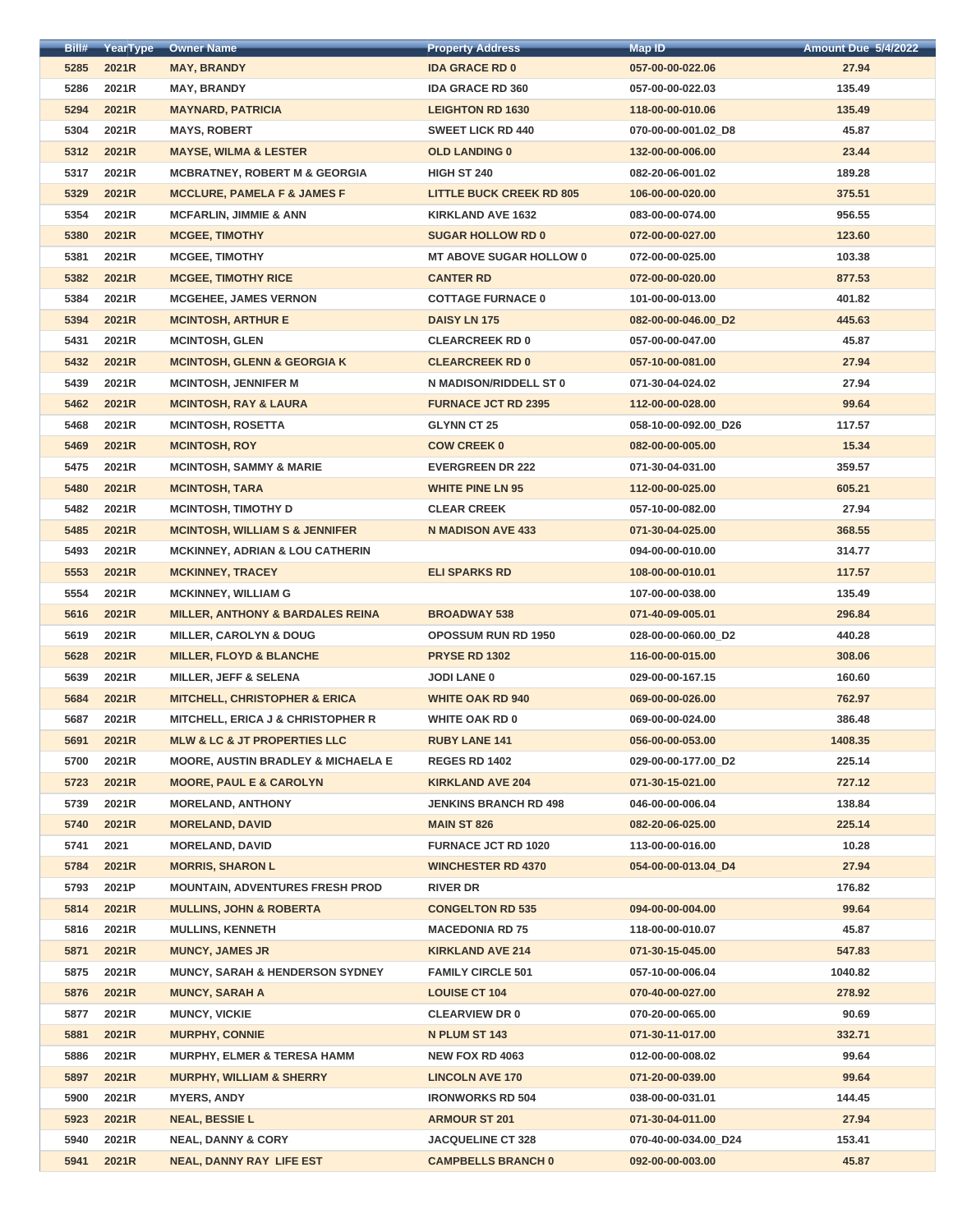| Bill# | YearType | Owner Name | Property Address | Map ID | Amount Due 5/4/2022 |
|---|---|---|---|---|---|
| 5285 | 2021R | MAY, BRANDY | IDA GRACE RD 0 | 057-00-00-022.06 | 27.94 |
| 5286 | 2021R | MAY, BRANDY | IDA GRACE RD 360 | 057-00-00-022.03 | 135.49 |
| 5294 | 2021R | MAYNARD, PATRICIA | LEIGHTON RD 1630 | 118-00-00-010.06 | 135.49 |
| 5304 | 2021R | MAYS, ROBERT | SWEET LICK RD 440 | 070-00-00-001.02_D8 | 45.87 |
| 5312 | 2021R | MAYSE, WILMA & LESTER | OLD LANDING 0 | 132-00-00-006.00 | 23.44 |
| 5317 | 2021R | MCBRATNEY, ROBERT M & GEORGIA | HIGH ST 240 | 082-20-06-001.02 | 189.28 |
| 5329 | 2021R | MCCLURE, PAMELA F & JAMES F | LITTLE BUCK CREEK RD 805 | 106-00-00-020.00 | 375.51 |
| 5354 | 2021R | MCFARLIN, JIMMIE & ANN | KIRKLAND AVE 1632 | 083-00-00-074.00 | 956.55 |
| 5380 | 2021R | MCGEE, TIMOTHY | SUGAR HOLLOW RD 0 | 072-00-00-027.00 | 123.60 |
| 5381 | 2021R | MCGEE, TIMOTHY | MT ABOVE SUGAR HOLLOW 0 | 072-00-00-025.00 | 103.38 |
| 5382 | 2021R | MCGEE, TIMOTHY RICE | CANTER RD | 072-00-00-020.00 | 877.53 |
| 5384 | 2021R | MCGEHEE, JAMES VERNON | COTTAGE FURNACE 0 | 101-00-00-013.00 | 401.82 |
| 5394 | 2021R | MCINTOSH, ARTHUR E | DAISY LN 175 | 082-00-00-046.00_D2 | 445.63 |
| 5431 | 2021R | MCINTOSH, GLEN | CLEARCREEK RD 0 | 057-00-00-047.00 | 45.87 |
| 5432 | 2021R | MCINTOSH, GLENN & GEORGIA K | CLEARCREEK RD 0 | 057-10-00-081.00 | 27.94 |
| 5439 | 2021R | MCINTOSH, JENNIFER M | N MADISON/RIDDELL ST 0 | 071-30-04-024.02 | 27.94 |
| 5462 | 2021R | MCINTOSH, RAY & LAURA | FURNACE JCT RD 2395 | 112-00-00-028.00 | 99.64 |
| 5468 | 2021R | MCINTOSH, ROSETTA | GLYNN CT 25 | 058-10-00-092.00_D26 | 117.57 |
| 5469 | 2021R | MCINTOSH, ROY | COW CREEK 0 | 082-00-00-005.00 | 15.34 |
| 5475 | 2021R | MCINTOSH, SAMMY & MARIE | EVERGREEN DR 222 | 071-30-04-031.00 | 359.57 |
| 5480 | 2021R | MCINTOSH, TARA | WHITE PINE LN 95 | 112-00-00-025.00 | 605.21 |
| 5482 | 2021R | MCINTOSH, TIMOTHY D | CLEAR CREEK | 057-10-00-082.00 | 27.94 |
| 5485 | 2021R | MCINTOSH, WILLIAM S & JENNIFER | N MADISON AVE 433 | 071-30-04-025.00 | 368.55 |
| 5493 | 2021R | MCKINNEY, ADRIAN & LOU CATHERIN | | 094-00-00-010.00 | 314.77 |
| 5553 | 2021R | MCKINNEY, TRACEY | ELI SPARKS RD | 108-00-00-010.01 | 117.57 |
| 5554 | 2021R | MCKINNEY, WILLIAM G | | 107-00-00-038.00 | 135.49 |
| 5616 | 2021R | MILLER, ANTHONY & BARDALES REINA | BROADWAY 538 | 071-40-09-005.01 | 296.84 |
| 5619 | 2021R | MILLER, CAROLYN & DOUG | OPOSSUM RUN RD 1950 | 028-00-00-060.00_D2 | 440.28 |
| 5628 | 2021R | MILLER, FLOYD & BLANCHE | PRYSE RD 1302 | 116-00-00-015.00 | 308.06 |
| 5639 | 2021R | MILLER, JEFF & SELENA | JODI LANE 0 | 029-00-00-167.15 | 160.60 |
| 5684 | 2021R | MITCHELL, CHRISTOPHER & ERICA | WHITE OAK RD 940 | 069-00-00-026.00 | 762.97 |
| 5687 | 2021R | MITCHELL, ERICA J & CHRISTOPHER R | WHITE OAK RD 0 | 069-00-00-024.00 | 386.48 |
| 5691 | 2021R | MLW & LC & JT PROPERTIES LLC | RUBY LANE 141 | 056-00-00-053.00 | 1408.35 |
| 5700 | 2021R | MOORE, AUSTIN BRADLEY & MICHAELA E | REGES RD 1402 | 029-00-00-177.00_D2 | 225.14 |
| 5723 | 2021R | MOORE, PAUL E & CAROLYN | KIRKLAND AVE 204 | 071-30-15-021.00 | 727.12 |
| 5739 | 2021R | MORELAND, ANTHONY | JENKINS BRANCH RD 498 | 046-00-00-006.04 | 138.84 |
| 5740 | 2021R | MORELAND, DAVID | MAIN ST 826 | 082-20-06-025.00 | 225.14 |
| 5741 | 2021 | MORELAND, DAVID | FURNACE JCT RD 1020 | 113-00-00-016.00 | 10.28 |
| 5784 | 2021R | MORRIS, SHARON L | WINCHESTER RD 4370 | 054-00-00-013.04_D4 | 27.94 |
| 5793 | 2021P | MOUNTAIN, ADVENTURES FRESH PROD | RIVER DR | | 176.82 |
| 5814 | 2021R | MULLINS, JOHN & ROBERTA | CONGELTON RD 535 | 094-00-00-004.00 | 99.64 |
| 5816 | 2021R | MULLINS, KENNETH | MACEDONIA RD 75 | 118-00-00-010.07 | 45.87 |
| 5871 | 2021R | MUNCY, JAMES JR | KIRKLAND AVE 214 | 071-30-15-045.00 | 547.83 |
| 5875 | 2021R | MUNCY, SARAH & HENDERSON SYDNEY | FAMILY CIRCLE 501 | 057-10-00-006.04 | 1040.82 |
| 5876 | 2021R | MUNCY, SARAH A | LOUISE CT 104 | 070-40-00-027.00 | 278.92 |
| 5877 | 2021R | MUNCY, VICKIE | CLEARVIEW DR 0 | 070-20-00-065.00 | 90.69 |
| 5881 | 2021R | MURPHY, CONNIE | N PLUM ST 143 | 071-30-11-017.00 | 332.71 |
| 5886 | 2021R | MURPHY, ELMER & TERESA HAMM | NEW FOX RD 4063 | 012-00-00-008.02 | 99.64 |
| 5897 | 2021R | MURPHY, WILLIAM & SHERRY | LINCOLN AVE 170 | 071-20-00-039.00 | 99.64 |
| 5900 | 2021R | MYERS, ANDY | IRONWORKS RD 504 | 038-00-00-031.01 | 144.45 |
| 5923 | 2021R | NEAL, BESSIE L | ARMOUR ST 201 | 071-30-04-011.00 | 27.94 |
| 5940 | 2021R | NEAL, DANNY & CORY | JACQUELINE CT 328 | 070-40-00-034.00_D24 | 153.41 |
| 5941 | 2021R | NEAL, DANNY RAY LIFE EST | CAMPBELLS BRANCH 0 | 092-00-00-003.00 | 45.87 |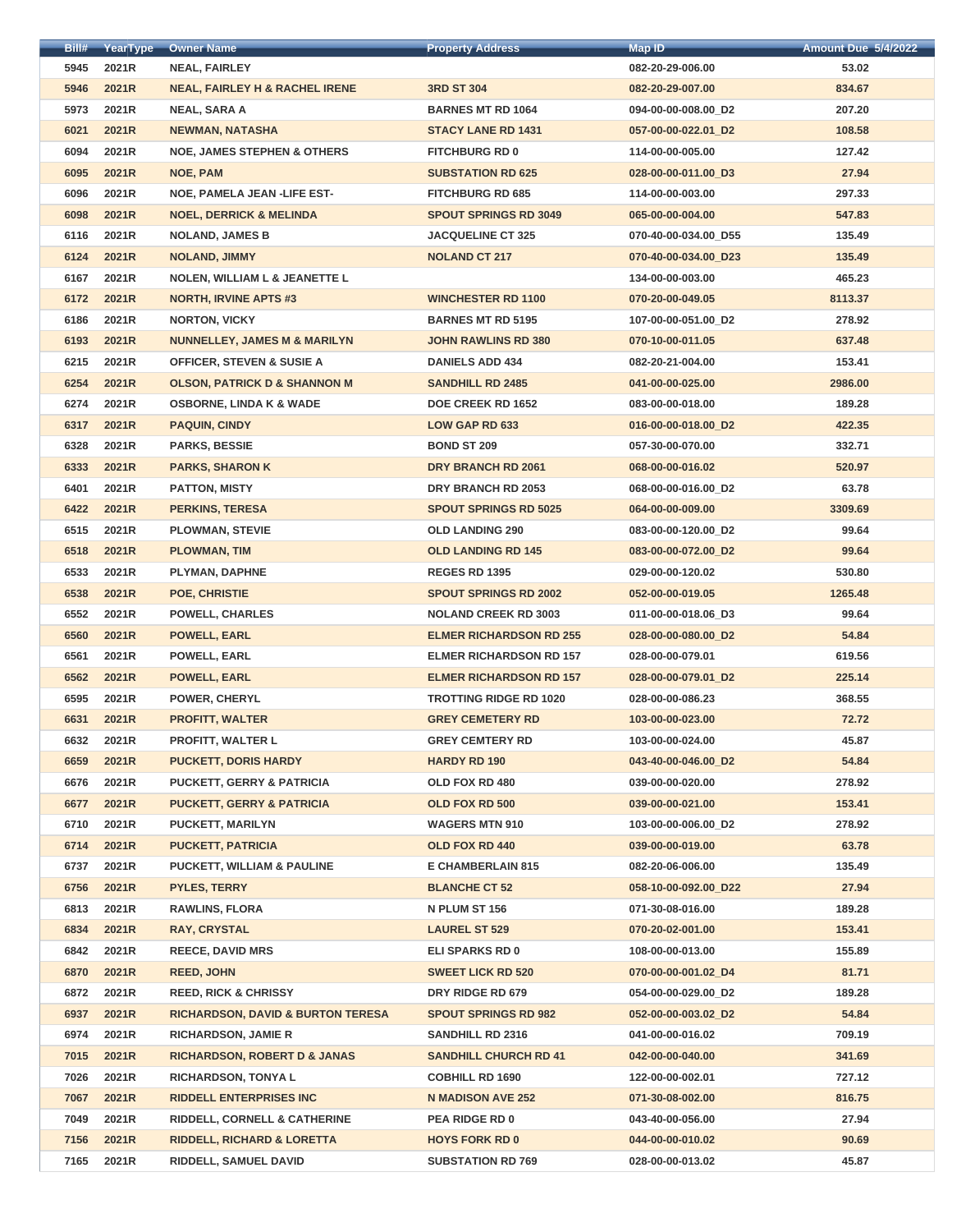| Bill# | YearType | Owner Name | Property Address | Map ID | Amount Due 5/4/2022 |
|---|---|---|---|---|---|
| 5945 | 2021R | NEAL, FAIRLEY | | 082-20-29-006.00 | 53.02 |
| 5946 | 2021R | NEAL, FAIRLEY H & RACHEL IRENE | 3RD ST 304 | 082-20-29-007.00 | 834.67 |
| 5973 | 2021R | NEAL, SARA A | BARNES MT RD 1064 | 094-00-00-008.00_D2 | 207.20 |
| 6021 | 2021R | NEWMAN, NATASHA | STACY LANE RD 1431 | 057-00-00-022.01_D2 | 108.58 |
| 6094 | 2021R | NOE, JAMES STEPHEN & OTHERS | FITCHBURG RD 0 | 114-00-00-005.00 | 127.42 |
| 6095 | 2021R | NOE, PAM | SUBSTATION RD 625 | 028-00-00-011.00_D3 | 27.94 |
| 6096 | 2021R | NOE, PAMELA JEAN -LIFE EST- | FITCHBURG RD 685 | 114-00-00-003.00 | 297.33 |
| 6098 | 2021R | NOEL, DERRICK & MELINDA | SPOUT SPRINGS RD 3049 | 065-00-00-004.00 | 547.83 |
| 6116 | 2021R | NOLAND, JAMES B | JACQUELINE CT 325 | 070-40-00-034.00_D55 | 135.49 |
| 6124 | 2021R | NOLAND, JIMMY | NOLAND CT 217 | 070-40-00-034.00_D23 | 135.49 |
| 6167 | 2021R | NOLEN, WILLIAM L & JEANETTE L | | 134-00-00-003.00 | 465.23 |
| 6172 | 2021R | NORTH, IRVINE APTS #3 | WINCHESTER RD 1100 | 070-20-00-049.05 | 8113.37 |
| 6186 | 2021R | NORTON, VICKY | BARNES MT RD 5195 | 107-00-00-051.00_D2 | 278.92 |
| 6193 | 2021R | NUNNELLEY, JAMES M & MARILYN | JOHN RAWLINS RD 380 | 070-10-00-011.05 | 637.48 |
| 6215 | 2021R | OFFICER, STEVEN & SUSIE A | DANIELS ADD 434 | 082-20-21-004.00 | 153.41 |
| 6254 | 2021R | OLSON, PATRICK D & SHANNON M | SANDHILL RD 2485 | 041-00-00-025.00 | 2986.00 |
| 6274 | 2021R | OSBORNE, LINDA K & WADE | DOE CREEK RD 1652 | 083-00-00-018.00 | 189.28 |
| 6317 | 2021R | PAQUIN, CINDY | LOW GAP RD 633 | 016-00-00-018.00_D2 | 422.35 |
| 6328 | 2021R | PARKS, BESSIE | BOND ST 209 | 057-30-00-070.00 | 332.71 |
| 6333 | 2021R | PARKS, SHARON K | DRY BRANCH RD 2061 | 068-00-00-016.02 | 520.97 |
| 6401 | 2021R | PATTON, MISTY | DRY BRANCH RD 2053 | 068-00-00-016.00_D2 | 63.78 |
| 6422 | 2021R | PERKINS, TERESA | SPOUT SPRINGS RD 5025 | 064-00-00-009.00 | 3309.69 |
| 6515 | 2021R | PLOWMAN, STEVIE | OLD LANDING 290 | 083-00-00-120.00_D2 | 99.64 |
| 6518 | 2021R | PLOWMAN, TIM | OLD LANDING RD 145 | 083-00-00-072.00_D2 | 99.64 |
| 6533 | 2021R | PLYMAN, DAPHNE | REGES RD 1395 | 029-00-00-120.02 | 530.80 |
| 6538 | 2021R | POE, CHRISTIE | SPOUT SPRINGS RD 2002 | 052-00-00-019.05 | 1265.48 |
| 6552 | 2021R | POWELL, CHARLES | NOLAND CREEK RD 3003 | 011-00-00-018.06_D3 | 99.64 |
| 6560 | 2021R | POWELL, EARL | ELMER RICHARDSON RD 255 | 028-00-00-080.00_D2 | 54.84 |
| 6561 | 2021R | POWELL, EARL | ELMER RICHARDSON RD 157 | 028-00-00-079.01 | 619.56 |
| 6562 | 2021R | POWELL, EARL | ELMER RICHARDSON RD 157 | 028-00-00-079.01_D2 | 225.14 |
| 6595 | 2021R | POWER, CHERYL | TROTTING RIDGE RD 1020 | 028-00-00-086.23 | 368.55 |
| 6631 | 2021R | PROFITT, WALTER | GREY CEMETERY RD | 103-00-00-023.00 | 72.72 |
| 6632 | 2021R | PROFITT, WALTER L | GREY CEMTERY RD | 103-00-00-024.00 | 45.87 |
| 6659 | 2021R | PUCKETT, DORIS HARDY | HARDY RD 190 | 043-40-00-046.00_D2 | 54.84 |
| 6676 | 2021R | PUCKETT, GERRY & PATRICIA | OLD FOX RD 480 | 039-00-00-020.00 | 278.92 |
| 6677 | 2021R | PUCKETT, GERRY & PATRICIA | OLD FOX RD 500 | 039-00-00-021.00 | 153.41 |
| 6710 | 2021R | PUCKETT, MARILYN | WAGERS MTN 910 | 103-00-00-006.00_D2 | 278.92 |
| 6714 | 2021R | PUCKETT, PATRICIA | OLD FOX RD 440 | 039-00-00-019.00 | 63.78 |
| 6737 | 2021R | PUCKETT, WILLIAM & PAULINE | E CHAMBERLAIN 815 | 082-20-06-006.00 | 135.49 |
| 6756 | 2021R | PYLES, TERRY | BLANCHE CT 52 | 058-10-00-092.00_D22 | 27.94 |
| 6813 | 2021R | RAWLINS, FLORA | N PLUM ST 156 | 071-30-08-016.00 | 189.28 |
| 6834 | 2021R | RAY, CRYSTAL | LAUREL ST 529 | 070-20-02-001.00 | 153.41 |
| 6842 | 2021R | REECE, DAVID MRS | ELI SPARKS RD 0 | 108-00-00-013.00 | 155.89 |
| 6870 | 2021R | REED, JOHN | SWEET LICK RD 520 | 070-00-00-001.02_D4 | 81.71 |
| 6872 | 2021R | REED, RICK & CHRISSY | DRY RIDGE RD 679 | 054-00-00-029.00_D2 | 189.28 |
| 6937 | 2021R | RICHARDSON, DAVID & BURTON TERESA | SPOUT SPRINGS RD 982 | 052-00-00-003.02_D2 | 54.84 |
| 6974 | 2021R | RICHARDSON, JAMIE R | SANDHILL RD 2316 | 041-00-00-016.02 | 709.19 |
| 7015 | 2021R | RICHARDSON, ROBERT D & JANAS | SANDHILL CHURCH RD 41 | 042-00-00-040.00 | 341.69 |
| 7026 | 2021R | RICHARDSON, TONYA L | COBHILL RD 1690 | 122-00-00-002.01 | 727.12 |
| 7067 | 2021R | RIDDELL ENTERPRISES INC | N MADISON AVE 252 | 071-30-08-002.00 | 816.75 |
| 7049 | 2021R | RIDDELL, CORNELL & CATHERINE | PEA RIDGE RD 0 | 043-40-00-056.00 | 27.94 |
| 7156 | 2021R | RIDDELL, RICHARD & LORETTA | HOYS FORK RD 0 | 044-00-00-010.02 | 90.69 |
| 7165 | 2021R | RIDDELL, SAMUEL DAVID | SUBSTATION RD 769 | 028-00-00-013.02 | 45.87 |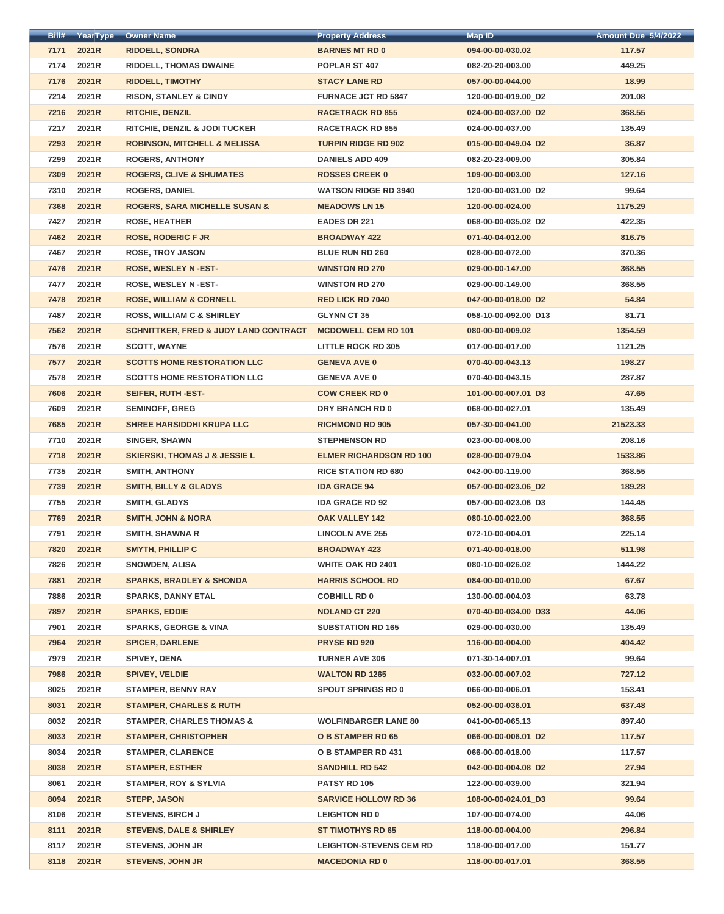| Bill# | YearType | Owner Name | Property Address | Map ID | Amount Due 5/4/2022 |
|---|---|---|---|---|---|
| 7171 | 2021R | RIDDELL, SONDRA | BARNES MT RD 0 | 094-00-00-030.02 | 117.57 |
| 7174 | 2021R | RIDDELL, THOMAS DWAINE | POPLAR ST 407 | 082-20-20-003.00 | 449.25 |
| 7176 | 2021R | RIDDELL, TIMOTHY | STACY LANE RD | 057-00-00-044.00 | 18.99 |
| 7214 | 2021R | RISON, STANLEY & CINDY | FURNACE JCT RD 5847 | 120-00-00-019.00_D2 | 201.08 |
| 7216 | 2021R | RITCHIE, DENZIL | RACETRACK RD 855 | 024-00-00-037.00_D2 | 368.55 |
| 7217 | 2021R | RITCHIE, DENZIL & JODI TUCKER | RACETRACK RD 855 | 024-00-00-037.00 | 135.49 |
| 7293 | 2021R | ROBINSON, MITCHELL & MELISSA | TURPIN RIDGE RD 902 | 015-00-00-049.04_D2 | 36.87 |
| 7299 | 2021R | ROGERS, ANTHONY | DANIELS ADD 409 | 082-20-23-009.00 | 305.84 |
| 7309 | 2021R | ROGERS, CLIVE & SHUMATES | ROSSES CREEK 0 | 109-00-00-003.00 | 127.16 |
| 7310 | 2021R | ROGERS, DANIEL | WATSON RIDGE RD 3940 | 120-00-00-031.00_D2 | 99.64 |
| 7368 | 2021R | ROGERS, SARA MICHELLE SUSAN & | MEADOWS LN 15 | 120-00-00-024.00 | 1175.29 |
| 7427 | 2021R | ROSE, HEATHER | EADES DR 221 | 068-00-00-035.02_D2 | 422.35 |
| 7462 | 2021R | ROSE, RODERIC F JR | BROADWAY 422 | 071-40-04-012.00 | 816.75 |
| 7467 | 2021R | ROSE, TROY JASON | BLUE RUN RD 260 | 028-00-00-072.00 | 370.36 |
| 7476 | 2021R | ROSE, WESLEY N -EST- | WINSTON RD 270 | 029-00-00-147.00 | 368.55 |
| 7477 | 2021R | ROSE, WESLEY N -EST- | WINSTON RD 270 | 029-00-00-149.00 | 368.55 |
| 7478 | 2021R | ROSE, WILLIAM & CORNELL | RED LICK RD 7040 | 047-00-00-018.00_D2 | 54.84 |
| 7487 | 2021R | ROSS, WILLIAM C & SHIRLEY | GLYNN CT 35 | 058-10-00-092.00_D13 | 81.71 |
| 7562 | 2021R | SCHNITTKER, FRED & JUDY LAND CONTRACT | MCDOWELL CEM RD 101 | 080-00-00-009.02 | 1354.59 |
| 7576 | 2021R | SCOTT, WAYNE | LITTLE ROCK RD 305 | 017-00-00-017.00 | 1121.25 |
| 7577 | 2021R | SCOTTS HOME RESTORATION LLC | GENEVA AVE 0 | 070-40-00-043.13 | 198.27 |
| 7578 | 2021R | SCOTTS HOME RESTORATION LLC | GENEVA AVE 0 | 070-40-00-043.15 | 287.87 |
| 7606 | 2021R | SEIFER, RUTH -EST- | COW CREEK RD 0 | 101-00-00-007.01_D3 | 47.65 |
| 7609 | 2021R | SEMINOFF, GREG | DRY BRANCH RD 0 | 068-00-00-027.01 | 135.49 |
| 7685 | 2021R | SHREE HARSIDDHI KRUPA LLC | RICHMOND RD 905 | 057-30-00-041.00 | 21523.33 |
| 7710 | 2021R | SINGER, SHAWN | STEPHENSON RD | 023-00-00-008.00 | 208.16 |
| 7718 | 2021R | SKIERSKI, THOMAS J & JESSIE L | ELMER RICHARDSON RD 100 | 028-00-00-079.04 | 1533.86 |
| 7735 | 2021R | SMITH, ANTHONY | RICE STATION RD 680 | 042-00-00-119.00 | 368.55 |
| 7739 | 2021R | SMITH, BILLY & GLADYS | IDA GRACE 94 | 057-00-00-023.06_D2 | 189.28 |
| 7755 | 2021R | SMITH, GLADYS | IDA GRACE RD 92 | 057-00-00-023.06_D3 | 144.45 |
| 7769 | 2021R | SMITH, JOHN & NORA | OAK VALLEY 142 | 080-10-00-022.00 | 368.55 |
| 7791 | 2021R | SMITH, SHAWNA R | LINCOLN AVE 255 | 072-10-00-004.01 | 225.14 |
| 7820 | 2021R | SMYTH, PHILLIP C | BROADWAY 423 | 071-40-00-018.00 | 511.98 |
| 7826 | 2021R | SNOWDEN, ALISA | WHITE OAK RD 2401 | 080-10-00-026.02 | 1444.22 |
| 7881 | 2021R | SPARKS, BRADLEY & SHONDA | HARRIS SCHOOL RD | 084-00-00-010.00 | 67.67 |
| 7886 | 2021R | SPARKS, DANNY ETAL | COBHILL RD 0 | 130-00-00-004.03 | 63.78 |
| 7897 | 2021R | SPARKS, EDDIE | NOLAND CT 220 | 070-40-00-034.00_D33 | 44.06 |
| 7901 | 2021R | SPARKS, GEORGE & VINA | SUBSTATION RD 165 | 029-00-00-030.00 | 135.49 |
| 7964 | 2021R | SPICER, DARLENE | PRYSE RD 920 | 116-00-00-004.00 | 404.42 |
| 7979 | 2021R | SPIVEY, DENA | TURNER AVE 306 | 071-30-14-007.01 | 99.64 |
| 7986 | 2021R | SPIVEY, VELDIE | WALTON RD 1265 | 032-00-00-007.02 | 727.12 |
| 8025 | 2021R | STAMPER, BENNY RAY | SPOUT SPRINGS RD 0 | 066-00-00-006.01 | 153.41 |
| 8031 | 2021R | STAMPER, CHARLES & RUTH | | 052-00-00-036.01 | 637.48 |
| 8032 | 2021R | STAMPER, CHARLES THOMAS & | WOLFINBARGER LANE 80 | 041-00-00-065.13 | 897.40 |
| 8033 | 2021R | STAMPER, CHRISTOPHER | O B STAMPER RD 65 | 066-00-00-006.01_D2 | 117.57 |
| 8034 | 2021R | STAMPER, CLARENCE | O B STAMPER RD 431 | 066-00-00-018.00 | 117.57 |
| 8038 | 2021R | STAMPER, ESTHER | SANDHILL RD 542 | 042-00-00-004.08_D2 | 27.94 |
| 8061 | 2021R | STAMPER, ROY & SYLVIA | PATSY RD 105 | 122-00-00-039.00 | 321.94 |
| 8094 | 2021R | STEPP, JASON | SARVICE HOLLOW RD 36 | 108-00-00-024.01_D3 | 99.64 |
| 8106 | 2021R | STEVENS, BIRCH J | LEIGHTON RD 0 | 107-00-00-074.00 | 44.06 |
| 8111 | 2021R | STEVENS, DALE & SHIRLEY | ST TIMOTHYS RD 65 | 118-00-00-004.00 | 296.84 |
| 8117 | 2021R | STEVENS, JOHN JR | LEIGHTON-STEVENS CEM RD | 118-00-00-017.00 | 151.77 |
| 8118 | 2021R | STEVENS, JOHN JR | MACEDONIA RD 0 | 118-00-00-017.01 | 368.55 |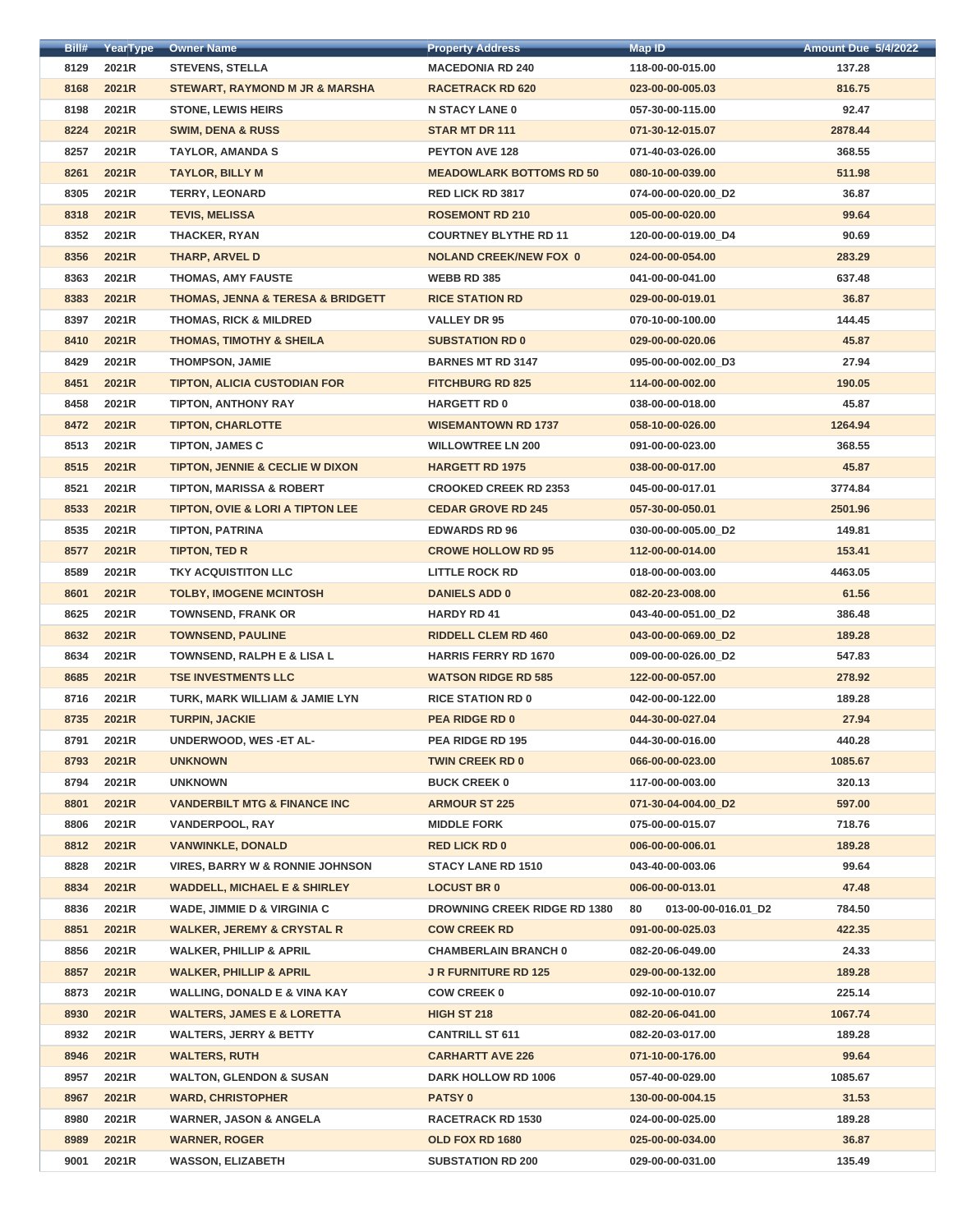| Bill# | YearType | Owner Name | Property Address | Map ID | Amount Due 5/4/2022 |
|---|---|---|---|---|---|
| 8129 | 2021R | STEVENS, STELLA | MACEDONIA RD 240 | 118-00-00-015.00 | 137.28 |
| 8168 | 2021R | STEWART, RAYMOND M JR & MARSHA | RACETRACK RD 620 | 023-00-00-005.03 | 816.75 |
| 8198 | 2021R | STONE, LEWIS HEIRS | N STACY LANE 0 | 057-30-00-115.00 | 92.47 |
| 8224 | 2021R | SWIM, DENA & RUSS | STAR MT DR 111 | 071-30-12-015.07 | 2878.44 |
| 8257 | 2021R | TAYLOR, AMANDA S | PEYTON AVE 128 | 071-40-03-026.00 | 368.55 |
| 8261 | 2021R | TAYLOR, BILLY M | MEADOWLARK BOTTOMS RD 50 | 080-10-00-039.00 | 511.98 |
| 8305 | 2021R | TERRY, LEONARD | RED LICK RD 3817 | 074-00-00-020.00_D2 | 36.87 |
| 8318 | 2021R | TEVIS, MELISSA | ROSEMONT RD 210 | 005-00-00-020.00 | 99.64 |
| 8352 | 2021R | THACKER, RYAN | COURTNEY BLYTHE RD 11 | 120-00-00-019.00_D4 | 90.69 |
| 8356 | 2021R | THARP, ARVEL D | NOLAND CREEK/NEW FOX 0 | 024-00-00-054.00 | 283.29 |
| 8363 | 2021R | THOMAS, AMY FAUSTE | WEBB RD 385 | 041-00-00-041.00 | 637.48 |
| 8383 | 2021R | THOMAS, JENNA & TERESA & BRIDGETT | RICE STATION RD | 029-00-00-019.01 | 36.87 |
| 8397 | 2021R | THOMAS, RICK & MILDRED | VALLEY DR 95 | 070-10-00-100.00 | 144.45 |
| 8410 | 2021R | THOMAS, TIMOTHY & SHEILA | SUBSTATION RD 0 | 029-00-00-020.06 | 45.87 |
| 8429 | 2021R | THOMPSON, JAMIE | BARNES MT RD 3147 | 095-00-00-002.00_D3 | 27.94 |
| 8451 | 2021R | TIPTON, ALICIA CUSTODIAN FOR | FITCHBURG RD 825 | 114-00-00-002.00 | 190.05 |
| 8458 | 2021R | TIPTON, ANTHONY RAY | HARGETT RD 0 | 038-00-00-018.00 | 45.87 |
| 8472 | 2021R | TIPTON, CHARLOTTE | WISEMANTOWN RD 1737 | 058-10-00-026.00 | 1264.94 |
| 8513 | 2021R | TIPTON, JAMES C | WILLOWTREE LN 200 | 091-00-00-023.00 | 368.55 |
| 8515 | 2021R | TIPTON, JENNIE & CECLIE W DIXON | HARGETT RD 1975 | 038-00-00-017.00 | 45.87 |
| 8521 | 2021R | TIPTON, MARISSA & ROBERT | CROOKED CREEK RD 2353 | 045-00-00-017.01 | 3774.84 |
| 8533 | 2021R | TIPTON, OVIE & LORI A TIPTON LEE | CEDAR GROVE RD 245 | 057-30-00-050.01 | 2501.96 |
| 8535 | 2021R | TIPTON, PATRINA | EDWARDS RD 96 | 030-00-00-005.00_D2 | 149.81 |
| 8577 | 2021R | TIPTON, TED R | CROWE HOLLOW RD 95 | 112-00-00-014.00 | 153.41 |
| 8589 | 2021R | TKY ACQUISTITON LLC | LITTLE ROCK RD | 018-00-00-003.00 | 4463.05 |
| 8601 | 2021R | TOLBY, IMOGENE MCINTOSH | DANIELS ADD 0 | 082-20-23-008.00 | 61.56 |
| 8625 | 2021R | TOWNSEND, FRANK OR | HARDY RD 41 | 043-40-00-051.00_D2 | 386.48 |
| 8632 | 2021R | TOWNSEND, PAULINE | RIDDELL CLEM RD 460 | 043-00-00-069.00_D2 | 189.28 |
| 8634 | 2021R | TOWNSEND, RALPH E & LISA L | HARRIS FERRY RD 1670 | 009-00-00-026.00_D2 | 547.83 |
| 8685 | 2021R | TSE INVESTMENTS LLC | WATSON RIDGE RD 585 | 122-00-00-057.00 | 278.92 |
| 8716 | 2021R | TURK, MARK WILLIAM & JAMIE LYN | RICE STATION RD 0 | 042-00-00-122.00 | 189.28 |
| 8735 | 2021R | TURPIN, JACKIE | PEA RIDGE RD 0 | 044-30-00-027.04 | 27.94 |
| 8791 | 2021R | UNDERWOOD, WES -ET AL- | PEA RIDGE RD 195 | 044-30-00-016.00 | 440.28 |
| 8793 | 2021R | UNKNOWN | TWIN CREEK RD 0 | 066-00-00-023.00 | 1085.67 |
| 8794 | 2021R | UNKNOWN | BUCK CREEK 0 | 117-00-00-003.00 | 320.13 |
| 8801 | 2021R | VANDERBILT MTG & FINANCE INC | ARMOUR ST 225 | 071-30-04-004.00_D2 | 597.00 |
| 8806 | 2021R | VANDERPOOL, RAY | MIDDLE FORK | 075-00-00-015.07 | 718.76 |
| 8812 | 2021R | VANWINKLE, DONALD | RED LICK RD 0 | 006-00-00-006.01 | 189.28 |
| 8828 | 2021R | VIRES, BARRY W & RONNIE JOHNSON | STACY LANE RD 1510 | 043-40-00-003.06 | 99.64 |
| 8834 | 2021R | WADDELL, MICHAEL E & SHIRLEY | LOCUST BR 0 | 006-00-00-013.01 | 47.48 |
| 8836 | 2021R | WADE, JIMMIE D & VIRGINIA C | DROWNING CREEK RIDGE RD 1380 | 80 013-00-00-016.01_D2 | 784.50 |
| 8851 | 2021R | WALKER, JEREMY & CRYSTAL R | COW CREEK RD | 091-00-00-025.03 | 422.35 |
| 8856 | 2021R | WALKER, PHILLIP & APRIL | CHAMBERLAIN BRANCH 0 | 082-20-06-049.00 | 24.33 |
| 8857 | 2021R | WALKER, PHILLIP & APRIL | J R FURNITURE RD 125 | 029-00-00-132.00 | 189.28 |
| 8873 | 2021R | WALLING, DONALD E & VINA KAY | COW CREEK 0 | 092-10-00-010.07 | 225.14 |
| 8930 | 2021R | WALTERS, JAMES E & LORETTA | HIGH ST 218 | 082-20-06-041.00 | 1067.74 |
| 8932 | 2021R | WALTERS, JERRY & BETTY | CANTRILL ST 611 | 082-20-03-017.00 | 189.28 |
| 8946 | 2021R | WALTERS, RUTH | CARHARTT AVE 226 | 071-10-00-176.00 | 99.64 |
| 8957 | 2021R | WALTON, GLENDON & SUSAN | DARK HOLLOW RD 1006 | 057-40-00-029.00 | 1085.67 |
| 8967 | 2021R | WARD, CHRISTOPHER | PATSY 0 | 130-00-00-004.15 | 31.53 |
| 8980 | 2021R | WARNER, JASON & ANGELA | RACETRACK RD 1530 | 024-00-00-025.00 | 189.28 |
| 8989 | 2021R | WARNER, ROGER | OLD FOX RD 1680 | 025-00-00-034.00 | 36.87 |
| 9001 | 2021R | WASSON, ELIZABETH | SUBSTATION RD 200 | 029-00-00-031.00 | 135.49 |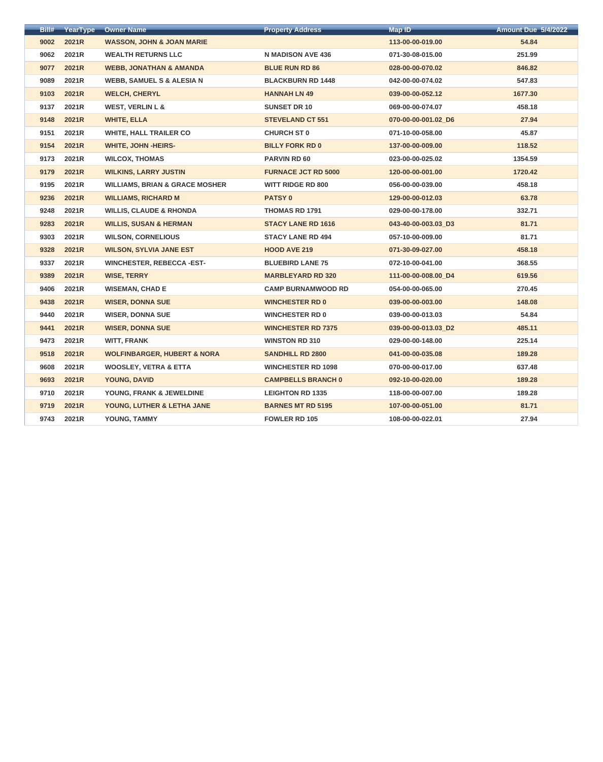| Bill# | YearType | Owner Name | Property Address | Map ID | Amount Due 5/4/2022 |
|---|---|---|---|---|---|
| 9002 | 2021R | WASSON, JOHN & JOAN MARIE | | 113-00-00-019.00 | 54.84 |
| 9062 | 2021R | WEALTH RETURNS LLC | N MADISON AVE 436 | 071-30-08-015.00 | 251.99 |
| 9077 | 2021R | WEBB, JONATHAN & AMANDA | BLUE RUN RD 86 | 028-00-00-070.02 | 846.82 |
| 9089 | 2021R | WEBB, SAMUEL S & ALESIA N | BLACKBURN RD 1448 | 042-00-00-074.02 | 547.83 |
| 9103 | 2021R | WELCH, CHERYL | HANNAH LN 49 | 039-00-00-052.12 | 1677.30 |
| 9137 | 2021R | WEST, VERLIN L & | SUNSET DR 10 | 069-00-00-074.07 | 458.18 |
| 9148 | 2021R | WHITE, ELLA | STEVELAND CT 551 | 070-00-00-001.02_D6 | 27.94 |
| 9151 | 2021R | WHITE, HALL TRAILER CO | CHURCH ST 0 | 071-10-00-058.00 | 45.87 |
| 9154 | 2021R | WHITE, JOHN -HEIRS- | BILLY FORK RD 0 | 137-00-00-009.00 | 118.52 |
| 9173 | 2021R | WILCOX, THOMAS | PARVIN RD 60 | 023-00-00-025.02 | 1354.59 |
| 9179 | 2021R | WILKINS, LARRY JUSTIN | FURNACE JCT RD 5000 | 120-00-00-001.00 | 1720.42 |
| 9195 | 2021R | WILLIAMS, BRIAN & GRACE MOSHER | WITT RIDGE RD 800 | 056-00-00-039.00 | 458.18 |
| 9236 | 2021R | WILLIAMS, RICHARD M | PATSY 0 | 129-00-00-012.03 | 63.78 |
| 9248 | 2021R | WILLIS, CLAUDE & RHONDA | THOMAS RD 1791 | 029-00-00-178.00 | 332.71 |
| 9283 | 2021R | WILLIS, SUSAN & HERMAN | STACY LANE RD 1616 | 043-40-00-003.03_D3 | 81.71 |
| 9303 | 2021R | WILSON, CORNELIOUS | STACY LANE RD 494 | 057-10-00-009.00 | 81.71 |
| 9328 | 2021R | WILSON, SYLVIA JANE EST | HOOD AVE 219 | 071-30-09-027.00 | 458.18 |
| 9337 | 2021R | WINCHESTER, REBECCA -EST- | BLUEBIRD LANE 75 | 072-10-00-041.00 | 368.55 |
| 9389 | 2021R | WISE, TERRY | MARBLEYARD RD 320 | 111-00-00-008.00_D4 | 619.56 |
| 9406 | 2021R | WISEMAN, CHAD E | CAMP BURNAMWOOD RD | 054-00-00-065.00 | 270.45 |
| 9438 | 2021R | WISER, DONNA SUE | WINCHESTER RD 0 | 039-00-00-003.00 | 148.08 |
| 9440 | 2021R | WISER, DONNA SUE | WINCHESTER RD 0 | 039-00-00-013.03 | 54.84 |
| 9441 | 2021R | WISER, DONNA SUE | WINCHESTER RD 7375 | 039-00-00-013.03_D2 | 485.11 |
| 9473 | 2021R | WITT, FRANK | WINSTON RD 310 | 029-00-00-148.00 | 225.14 |
| 9518 | 2021R | WOLFINBARGER, HUBERT & NORA | SANDHILL RD 2800 | 041-00-00-035.08 | 189.28 |
| 9608 | 2021R | WOOSLEY, VETRA & ETTA | WINCHESTER RD 1098 | 070-00-00-017.00 | 637.48 |
| 9693 | 2021R | YOUNG, DAVID | CAMPBELLS BRANCH 0 | 092-10-00-020.00 | 189.28 |
| 9710 | 2021R | YOUNG, FRANK & JEWELDINE | LEIGHTON RD 1335 | 118-00-00-007.00 | 189.28 |
| 9719 | 2021R | YOUNG, LUTHER & LETHA JANE | BARNES MT RD 5195 | 107-00-00-051.00 | 81.71 |
| 9743 | 2021R | YOUNG, TAMMY | FOWLER RD 105 | 108-00-00-022.01 | 27.94 |